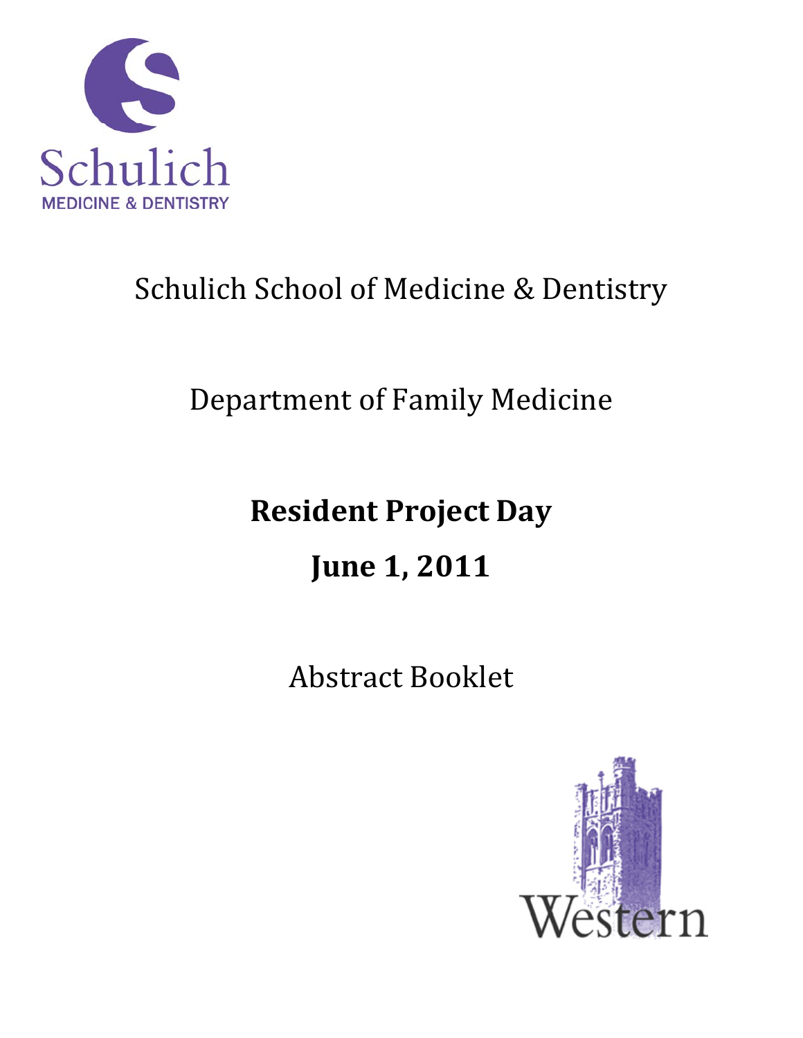Schulich
MEDICINE & DENTISTRY

# Schulich School of Medicine & Dentistry

## Department of Family Medicine

**Resident Project Day**

**June 1, 2011**

Abstract Booklet

Western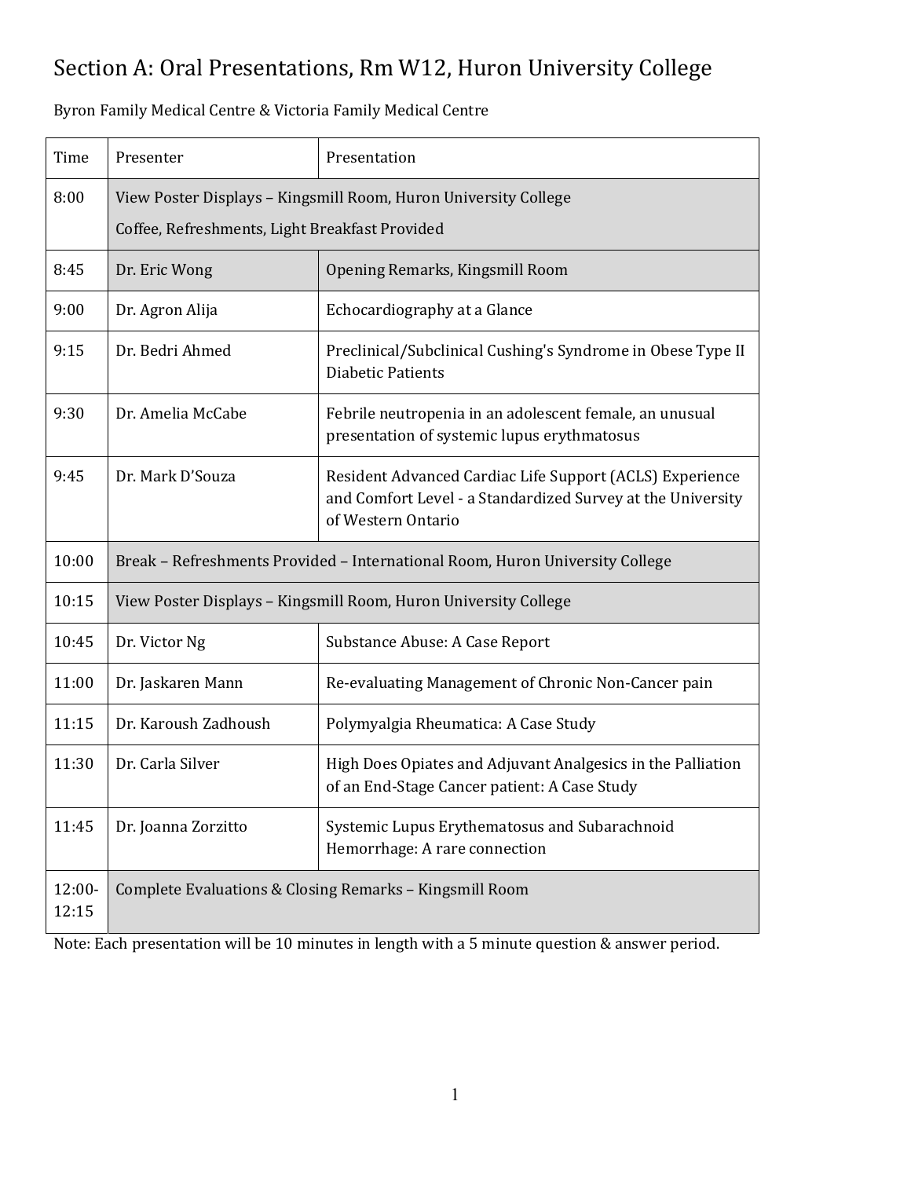# Section A: Oral Presentations, Rm W12, Huron University College

Byron Family Medical Centre & Victoria Family Medical Centre

| Time | Presenter | Presentation |
|---|---|---|
| 8:00 | View Poster Displays – Kingsmill Room, Huron University College<br>Coffee, Refreshments, Light Breakfast Provided | |
| 8:45 | Dr. Eric Wong | Opening Remarks, Kingsmill Room |
| 9:00 | Dr. Agron Alija | Echocardiography at a Glance |
| 9:15 | Dr. Bedri Ahmed | Preclinical/Subclinical Cushing's Syndrome in Obese Type II Diabetic Patients |
| 9:30 | Dr. Amelia McCabe | Febrile neutropenia in an adolescent female, an unusual presentation of systemic lupus erythmatosus |
| 9:45 | Dr. Mark D'Souza | Resident Advanced Cardiac Life Support (ACLS) Experience and Comfort Level - a Standardized Survey at the University of Western Ontario |
| 10:00 | Break – Refreshments Provided – International Room, Huron University College | |
| 10:15 | View Poster Displays – Kingsmill Room, Huron University College | |
| 10:45 | Dr. Victor Ng | Substance Abuse: A Case Report |
| 11:00 | Dr. Jaskaren Mann | Re-evaluating Management of Chronic Non-Cancer pain |
| 11:15 | Dr. Karoush Zadhoush | Polymyalgia Rheumatica: A Case Study |
| 11:30 | Dr. Carla Silver | High Does Opiates and Adjuvant Analgesics in the Palliation of an End-Stage Cancer patient: A Case Study |
| 11:45 | Dr. Joanna Zorzitto | Systemic Lupus Erythematosus and Subarachnoid Hemorrhage: A rare connection |
| 12:00-12:15 | Complete Evaluations & Closing Remarks – Kingsmill Room | |

Note: Each presentation will be 10 minutes in length with a 5 minute question & answer period.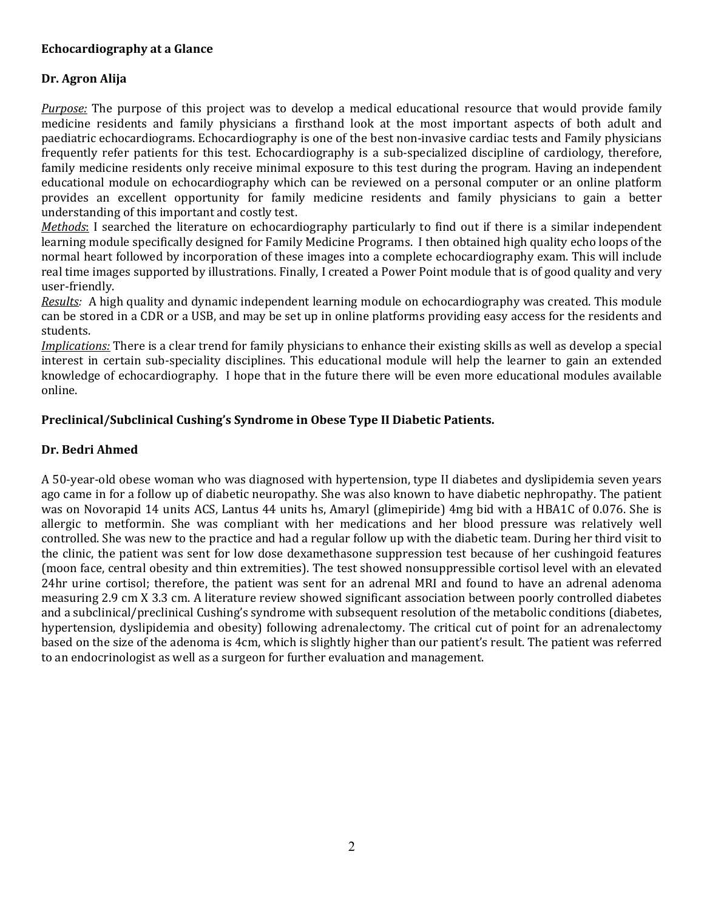**Echocardiography at a Glance**

**Dr. Agron Alija**

*Purpose:* The purpose of this project was to develop a medical educational resource that would provide family medicine residents and family physicians a firsthand look at the most important aspects of both adult and paediatric echocardiograms. Echocardiography is one of the best non-invasive cardiac tests and Family physicians frequently refer patients for this test. Echocardiography is a sub-specialized discipline of cardiology, therefore, family medicine residents only receive minimal exposure to this test during the program. Having an independent educational module on echocardiography which can be reviewed on a personal computer or an online platform provides an excellent opportunity for family medicine residents and family physicians to gain a better understanding of this important and costly test.

*Methods*: I searched the literature on echocardiography particularly to find out if there is a similar independent learning module specifically designed for Family Medicine Programs. I then obtained high quality echo loops of the normal heart followed by incorporation of these images into a complete echocardiography exam. This will include real time images supported by illustrations. Finally, I created a Power Point module that is of good quality and very user-friendly.

*Results:* A high quality and dynamic independent learning module on echocardiography was created. This module can be stored in a CDR or a USB, and may be set up in online platforms providing easy access for the residents and students.

*Implications:* There is a clear trend for family physicians to enhance their existing skills as well as develop a special interest in certain sub-speciality disciplines. This educational module will help the learner to gain an extended knowledge of echocardiography. I hope that in the future there will be even more educational modules available online.

**Preclinical/Subclinical Cushing's Syndrome in Obese Type II Diabetic Patients.**

**Dr. Bedri Ahmed**

A 50-year-old obese woman who was diagnosed with hypertension, type II diabetes and dyslipidemia seven years ago came in for a follow up of diabetic neuropathy. She was also known to have diabetic nephropathy. The patient was on Novorapid 14 units ACS, Lantus 44 units hs, Amaryl (glimepiride) 4mg bid with a HBA1C of 0.076. She is allergic to metformin. She was compliant with her medications and her blood pressure was relatively well controlled. She was new to the practice and had a regular follow up with the diabetic team. During her third visit to the clinic, the patient was sent for low dose dexamethasone suppression test because of her cushingoid features (moon face, central obesity and thin extremities). The test showed nonsuppressible cortisol level with an elevated 24hr urine cortisol; therefore, the patient was sent for an adrenal MRI and found to have an adrenal adenoma measuring 2.9 cm X 3.3 cm. A literature review showed significant association between poorly controlled diabetes and a subclinical/preclinical Cushing's syndrome with subsequent resolution of the metabolic conditions (diabetes, hypertension, dyslipidemia and obesity) following adrenalectomy. The critical cut of point for an adrenalectomy based on the size of the adenoma is 4cm, which is slightly higher than our patient's result. The patient was referred to an endocrinologist as well as a surgeon for further evaluation and management.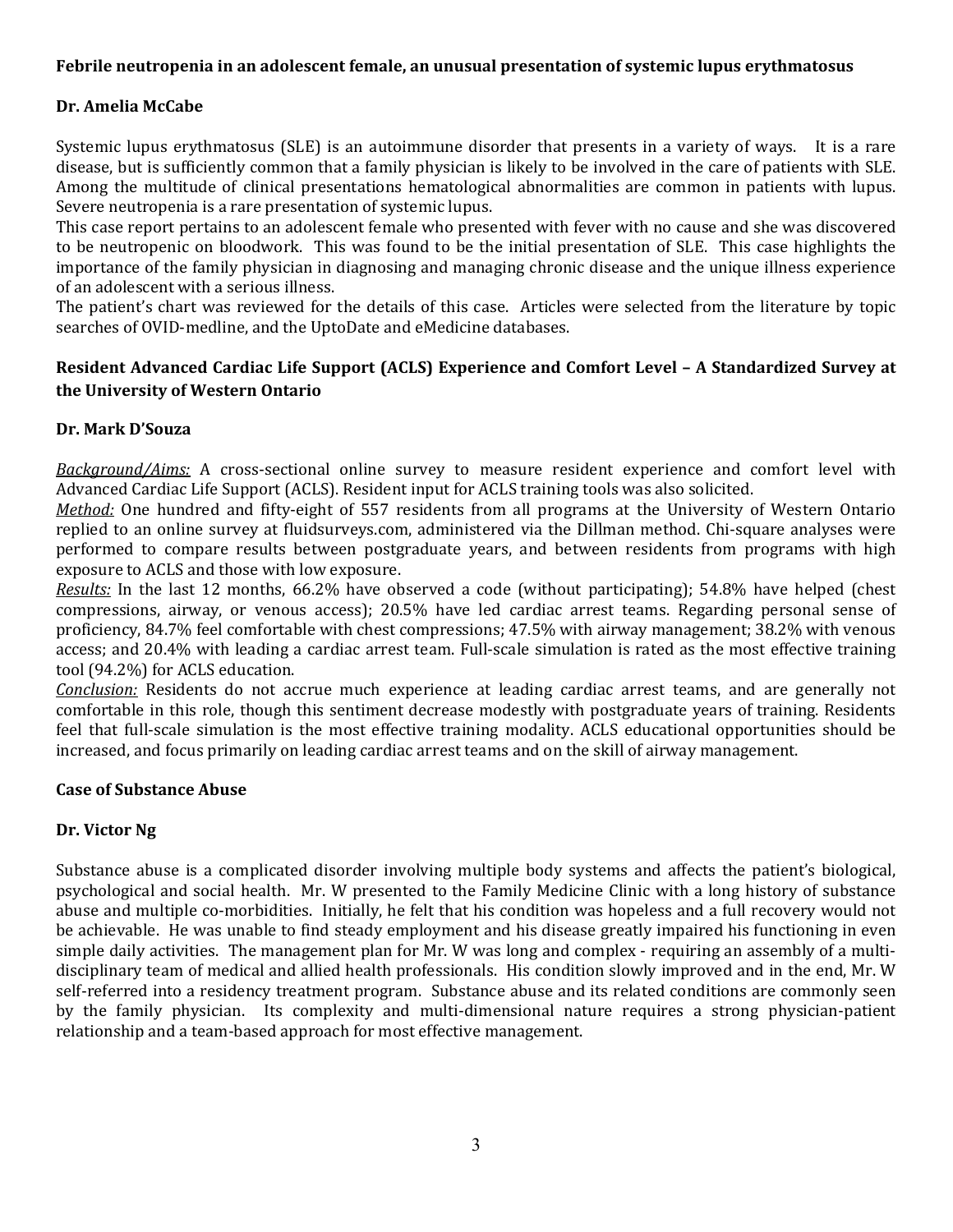**Febrile neutropenia in an adolescent female, an unusual presentation of systemic lupus erythmatosus**

**Dr. Amelia McCabe**

Systemic lupus erythmatosus (SLE) is an autoimmune disorder that presents in a variety of ways. It is a rare disease, but is sufficiently common that a family physician is likely to be involved in the care of patients with SLE. Among the multitude of clinical presentations hematological abnormalities are common in patients with lupus. Severe neutropenia is a rare presentation of systemic lupus.
This case report pertains to an adolescent female who presented with fever with no cause and she was discovered to be neutropenic on bloodwork. This was found to be the initial presentation of SLE. This case highlights the importance of the family physician in diagnosing and managing chronic disease and the unique illness experience of an adolescent with a serious illness.
The patient's chart was reviewed for the details of this case. Articles were selected from the literature by topic searches of OVID-medline, and the UptoDate and eMedicine databases.

**Resident Advanced Cardiac Life Support (ACLS) Experience and Comfort Level – A Standardized Survey at the University of Western Ontario**

**Dr. Mark D'Souza**

*Background/Aims:* A cross-sectional online survey to measure resident experience and comfort level with Advanced Cardiac Life Support (ACLS). Resident input for ACLS training tools was also solicited.
*Method:* One hundred and fifty-eight of 557 residents from all programs at the University of Western Ontario replied to an online survey at fluidsurveys.com, administered via the Dillman method. Chi-square analyses were performed to compare results between postgraduate years, and between residents from programs with high exposure to ACLS and those with low exposure.
*Results:* In the last 12 months, 66.2% have observed a code (without participating); 54.8% have helped (chest compressions, airway, or venous access); 20.5% have led cardiac arrest teams. Regarding personal sense of proficiency, 84.7% feel comfortable with chest compressions; 47.5% with airway management; 38.2% with venous access; and 20.4% with leading a cardiac arrest team. Full-scale simulation is rated as the most effective training tool (94.2%) for ACLS education.
*Conclusion:* Residents do not accrue much experience at leading cardiac arrest teams, and are generally not comfortable in this role, though this sentiment decrease modestly with postgraduate years of training. Residents feel that full-scale simulation is the most effective training modality. ACLS educational opportunities should be increased, and focus primarily on leading cardiac arrest teams and on the skill of airway management.

**Case of Substance Abuse**

**Dr. Victor Ng**

Substance abuse is a complicated disorder involving multiple body systems and affects the patient's biological, psychological and social health. Mr. W presented to the Family Medicine Clinic with a long history of substance abuse and multiple co-morbidities. Initially, he felt that his condition was hopeless and a full recovery would not be achievable. He was unable to find steady employment and his disease greatly impaired his functioning in even simple daily activities. The management plan for Mr. W was long and complex - requiring an assembly of a multi-disciplinary team of medical and allied health professionals. His condition slowly improved and in the end, Mr. W self-referred into a residency treatment program. Substance abuse and its related conditions are commonly seen by the family physician. Its complexity and multi-dimensional nature requires a strong physician-patient relationship and a team-based approach for most effective management.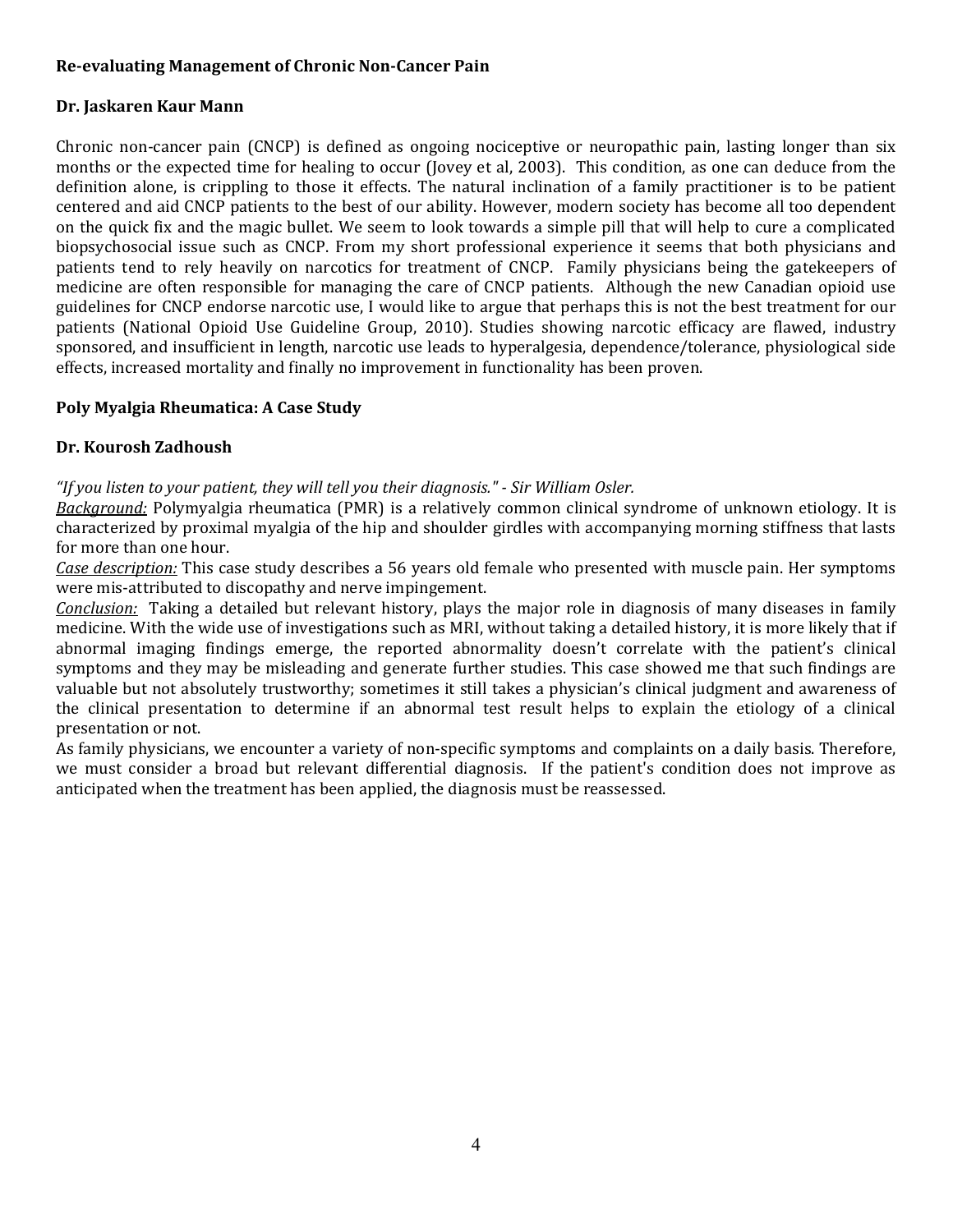**Re-evaluating Management of Chronic Non-Cancer Pain**

**Dr. Jaskaren Kaur Mann**

Chronic non-cancer pain (CNCP) is defined as ongoing nociceptive or neuropathic pain, lasting longer than six months or the expected time for healing to occur (Jovey et al, 2003). This condition, as one can deduce from the definition alone, is crippling to those it effects. The natural inclination of a family practitioner is to be patient centered and aid CNCP patients to the best of our ability. However, modern society has become all too dependent on the quick fix and the magic bullet. We seem to look towards a simple pill that will help to cure a complicated biopsychosocial issue such as CNCP. From my short professional experience it seems that both physicians and patients tend to rely heavily on narcotics for treatment of CNCP. Family physicians being the gatekeepers of medicine are often responsible for managing the care of CNCP patients. Although the new Canadian opioid use guidelines for CNCP endorse narcotic use, I would like to argue that perhaps this is not the best treatment for our patients (National Opioid Use Guideline Group, 2010). Studies showing narcotic efficacy are flawed, industry sponsored, and insufficient in length, narcotic use leads to hyperalgesia, dependence/tolerance, physiological side effects, increased mortality and finally no improvement in functionality has been proven.

**Poly Myalgia Rheumatica: A Case Study**

**Dr. Kourosh Zadhoush**

*"If you listen to your patient, they will tell you their diagnosis." - Sir William Osler.*

Background: Polymyalgia rheumatica (PMR) is a relatively common clinical syndrome of unknown etiology. It is characterized by proximal myalgia of the hip and shoulder girdles with accompanying morning stiffness that lasts for more than one hour.

Case description: This case study describes a 56 years old female who presented with muscle pain. Her symptoms were mis-attributed to discopathy and nerve impingement.

Conclusion: Taking a detailed but relevant history, plays the major role in diagnosis of many diseases in family medicine. With the wide use of investigations such as MRI, without taking a detailed history, it is more likely that if abnormal imaging findings emerge, the reported abnormality doesn't correlate with the patient's clinical symptoms and they may be misleading and generate further studies. This case showed me that such findings are valuable but not absolutely trustworthy; sometimes it still takes a physician's clinical judgment and awareness of the clinical presentation to determine if an abnormal test result helps to explain the etiology of a clinical presentation or not.

As family physicians, we encounter a variety of non-specific symptoms and complaints on a daily basis. Therefore, we must consider a broad but relevant differential diagnosis. If the patient's condition does not improve as anticipated when the treatment has been applied, the diagnosis must be reassessed.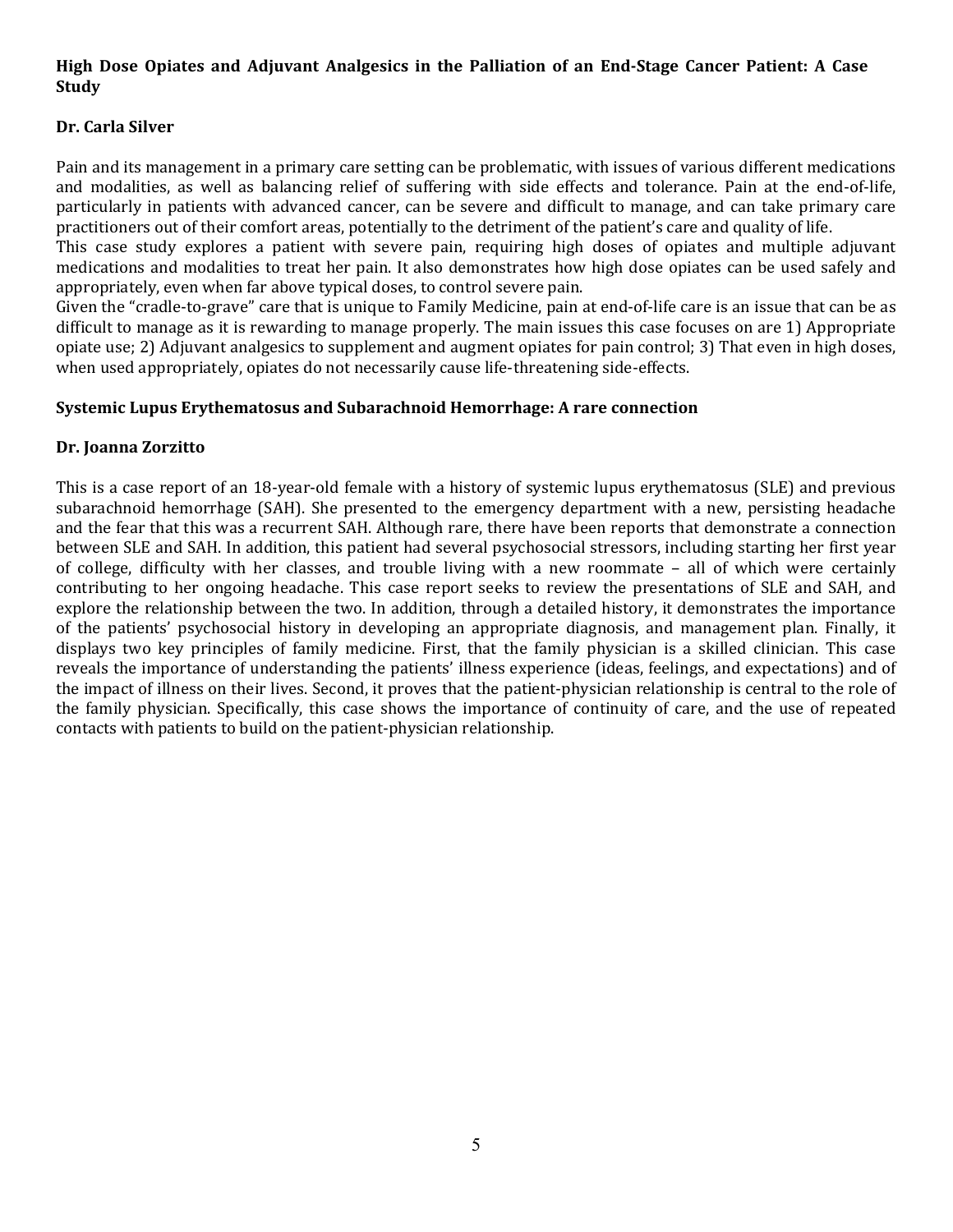## High Dose Opiates and Adjuvant Analgesics in the Palliation of an End-Stage Cancer Patient: A Case Study

**Dr. Carla Silver**

Pain and its management in a primary care setting can be problematic, with issues of various different medications and modalities, as well as balancing relief of suffering with side effects and tolerance. Pain at the end-of-life, particularly in patients with advanced cancer, can be severe and difficult to manage, and can take primary care practitioners out of their comfort areas, potentially to the detriment of the patient's care and quality of life.

This case study explores a patient with severe pain, requiring high doses of opiates and multiple adjuvant medications and modalities to treat her pain. It also demonstrates how high dose opiates can be used safely and appropriately, even when far above typical doses, to control severe pain.

Given the "cradle-to-grave" care that is unique to Family Medicine, pain at end-of-life care is an issue that can be as difficult to manage as it is rewarding to manage properly. The main issues this case focuses on are 1) Appropriate opiate use; 2) Adjuvant analgesics to supplement and augment opiates for pain control; 3) That even in high doses, when used appropriately, opiates do not necessarily cause life-threatening side-effects.

## Systemic Lupus Erythematosus and Subarachnoid Hemorrhage: A rare connection

**Dr. Joanna Zorzitto**

This is a case report of an 18-year-old female with a history of systemic lupus erythematosus (SLE) and previous subarachnoid hemorrhage (SAH). She presented to the emergency department with a new, persisting headache and the fear that this was a recurrent SAH. Although rare, there have been reports that demonstrate a connection between SLE and SAH. In addition, this patient had several psychosocial stressors, including starting her first year of college, difficulty with her classes, and trouble living with a new roommate – all of which were certainly contributing to her ongoing headache. This case report seeks to review the presentations of SLE and SAH, and explore the relationship between the two. In addition, through a detailed history, it demonstrates the importance of the patients' psychosocial history in developing an appropriate diagnosis, and management plan. Finally, it displays two key principles of family medicine. First, that the family physician is a skilled clinician. This case reveals the importance of understanding the patients' illness experience (ideas, feelings, and expectations) and of the impact of illness on their lives. Second, it proves that the patient-physician relationship is central to the role of the family physician. Specifically, this case shows the importance of continuity of care, and the use of repeated contacts with patients to build on the patient-physician relationship.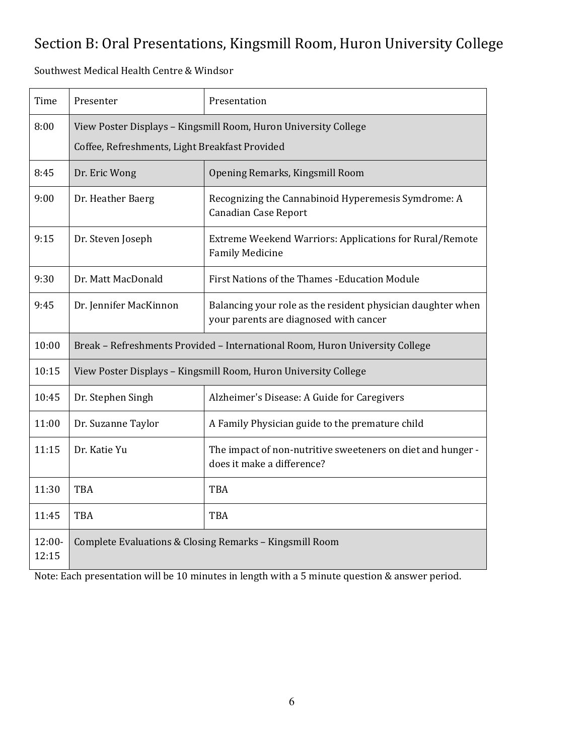## Section B: Oral Presentations, Kingsmill Room, Huron University College

Southwest Medical Health Centre & Windsor

| Time | Presenter | Presentation |
| --- | --- | --- |
| 8:00 | View Poster Displays – Kingsmill Room, Huron University College<br>Coffee, Refreshments, Light Breakfast Provided | |
| 8:45 | Dr. Eric Wong | Opening Remarks, Kingsmill Room |
| 9:00 | Dr. Heather Baerg | Recognizing the Cannabinoid Hyperemesis Symdrome: A Canadian Case Report |
| 9:15 | Dr. Steven Joseph | Extreme Weekend Warriors: Applications for Rural/Remote Family Medicine |
| 9:30 | Dr. Matt MacDonald | First Nations of the Thames -Education Module |
| 9:45 | Dr. Jennifer MacKinnon | Balancing your role as the resident physician daughter when your parents are diagnosed with cancer |
| 10:00 | Break – Refreshments Provided – International Room, Huron University College | |
| 10:15 | View Poster Displays – Kingsmill Room, Huron University College | |
| 10:45 | Dr. Stephen Singh | Alzheimer's Disease: A Guide for Caregivers |
| 11:00 | Dr. Suzanne Taylor | A Family Physician guide to the premature child |
| 11:15 | Dr. Katie Yu | The impact of non-nutritive sweeteners on diet and hunger - does it make a difference? |
| 11:30 | TBA | TBA |
| 11:45 | TBA | TBA |
| 12:00-12:15 | Complete Evaluations & Closing Remarks – Kingsmill Room | |

Note: Each presentation will be 10 minutes in length with a 5 minute question & answer period.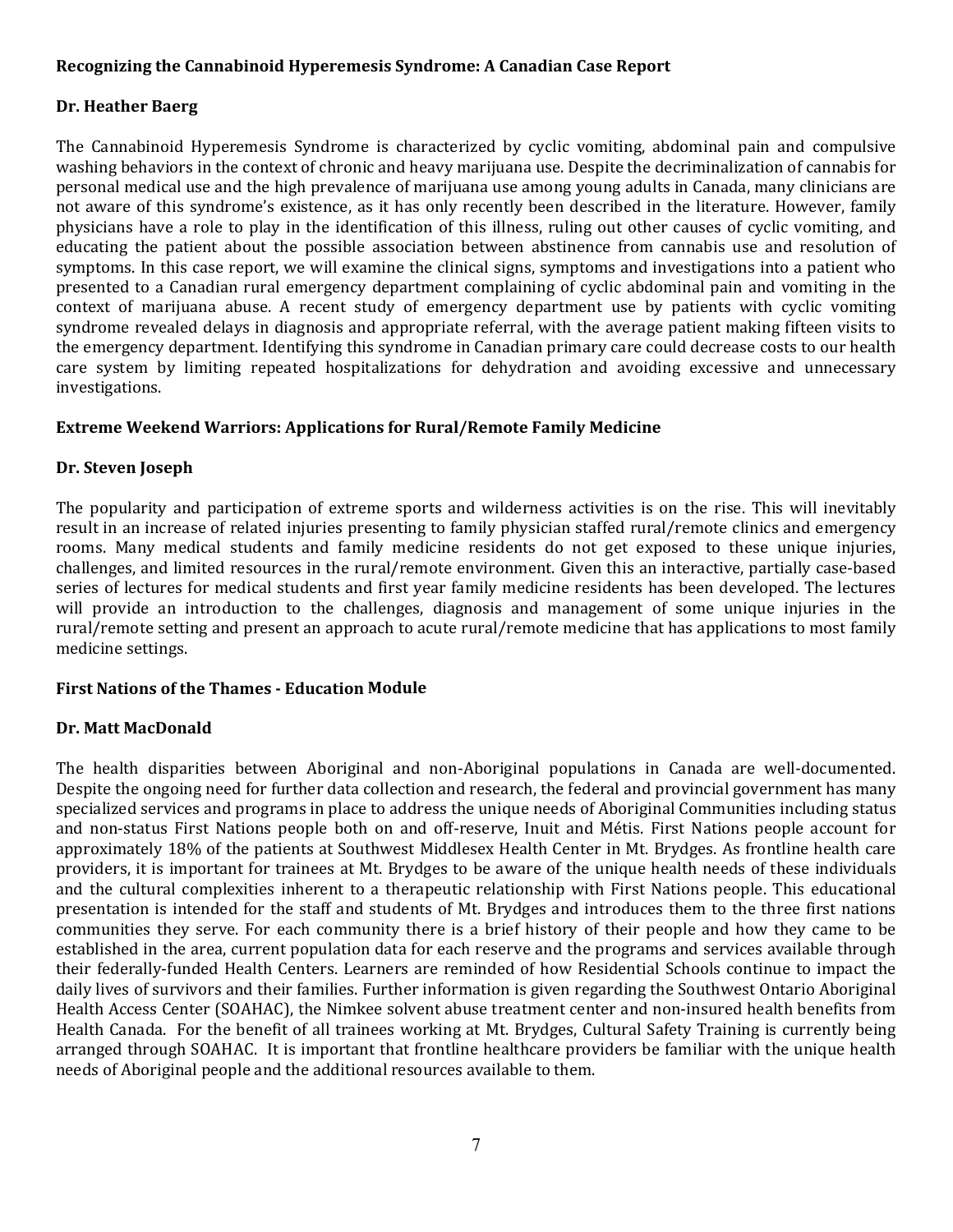## Recognizing the Cannabinoid Hyperemesis Syndrome: A Canadian Case Report

**Dr. Heather Baerg**

The Cannabinoid Hyperemesis Syndrome is characterized by cyclic vomiting, abdominal pain and compulsive washing behaviors in the context of chronic and heavy marijuana use. Despite the decriminalization of cannabis for personal medical use and the high prevalence of marijuana use among young adults in Canada, many clinicians are not aware of this syndrome's existence, as it has only recently been described in the literature. However, family physicians have a role to play in the identification of this illness, ruling out other causes of cyclic vomiting, and educating the patient about the possible association between abstinence from cannabis use and resolution of symptoms. In this case report, we will examine the clinical signs, symptoms and investigations into a patient who presented to a Canadian rural emergency department complaining of cyclic abdominal pain and vomiting in the context of marijuana abuse. A recent study of emergency department use by patients with cyclic vomiting syndrome revealed delays in diagnosis and appropriate referral, with the average patient making fifteen visits to the emergency department. Identifying this syndrome in Canadian primary care could decrease costs to our health care system by limiting repeated hospitalizations for dehydration and avoiding excessive and unnecessary investigations.

## Extreme Weekend Warriors: Applications for Rural/Remote Family Medicine

**Dr. Steven Joseph**

The popularity and participation of extreme sports and wilderness activities is on the rise. This will inevitably result in an increase of related injuries presenting to family physician staffed rural/remote clinics and emergency rooms. Many medical students and family medicine residents do not get exposed to these unique injuries, challenges, and limited resources in the rural/remote environment. Given this an interactive, partially case-based series of lectures for medical students and first year family medicine residents has been developed. The lectures will provide an introduction to the challenges, diagnosis and management of some unique injuries in the rural/remote setting and present an approach to acute rural/remote medicine that has applications to most family medicine settings.

## First Nations of the Thames - Education Module

**Dr. Matt MacDonald**

The health disparities between Aboriginal and non-Aboriginal populations in Canada are well-documented. Despite the ongoing need for further data collection and research, the federal and provincial government has many specialized services and programs in place to address the unique needs of Aboriginal Communities including status and non-status First Nations people both on and off-reserve, Inuit and Métis. First Nations people account for approximately 18% of the patients at Southwest Middlesex Health Center in Mt. Brydges. As frontline health care providers, it is important for trainees at Mt. Brydges to be aware of the unique health needs of these individuals and the cultural complexities inherent to a therapeutic relationship with First Nations people. This educational presentation is intended for the staff and students of Mt. Brydges and introduces them to the three first nations communities they serve. For each community there is a brief history of their people and how they came to be established in the area, current population data for each reserve and the programs and services available through their federally-funded Health Centers. Learners are reminded of how Residential Schools continue to impact the daily lives of survivors and their families. Further information is given regarding the Southwest Ontario Aboriginal Health Access Center (SOAHAC), the Nimkee solvent abuse treatment center and non-insured health benefits from Health Canada. For the benefit of all trainees working at Mt. Brydges, Cultural Safety Training is currently being arranged through SOAHAC. It is important that frontline healthcare providers be familiar with the unique health needs of Aboriginal people and the additional resources available to them.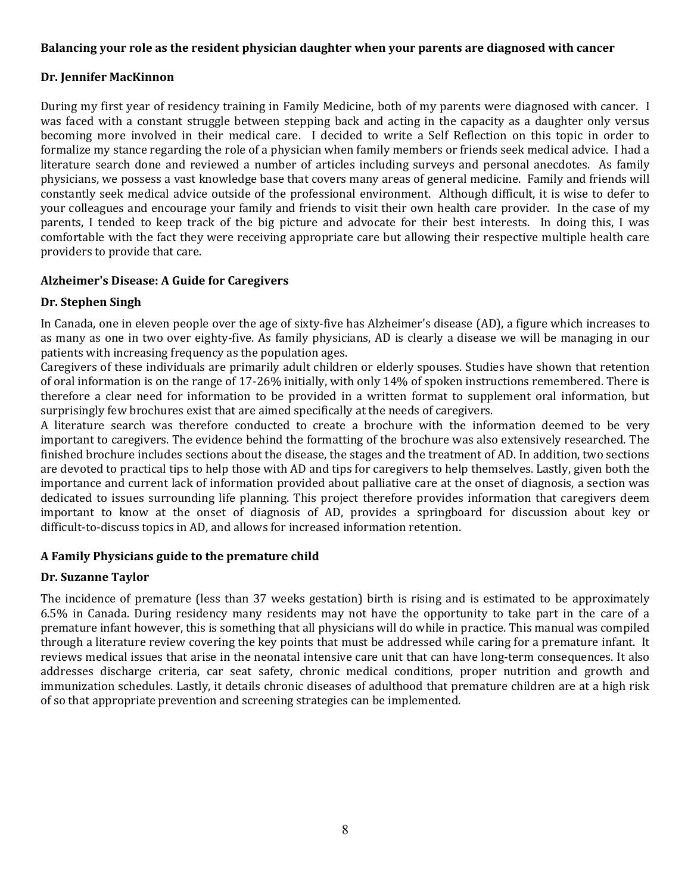### Balancing your role as the resident physician daughter when your parents are diagnosed with cancer

**Dr. Jennifer MacKinnon**

During my first year of residency training in Family Medicine, both of my parents were diagnosed with cancer. I was faced with a constant struggle between stepping back and acting in the capacity as a daughter only versus becoming more involved in their medical care. I decided to write a Self Reflection on this topic in order to formalize my stance regarding the role of a physician when family members or friends seek medical advice. I had a literature search done and reviewed a number of articles including surveys and personal anecdotes. As family physicians, we possess a vast knowledge base that covers many areas of general medicine. Family and friends will constantly seek medical advice outside of the professional environment. Although difficult, it is wise to defer to your colleagues and encourage your family and friends to visit their own health care provider. In the case of my parents, I tended to keep track of the big picture and advocate for their best interests. In doing this, I was comfortable with the fact they were receiving appropriate care but allowing their respective multiple health care providers to provide that care.

### Alzheimer's Disease: A Guide for Caregivers

**Dr. Stephen Singh**

In Canada, one in eleven people over the age of sixty-five has Alzheimer's disease (AD), a figure which increases to as many as one in two over eighty-five. As family physicians, AD is clearly a disease we will be managing in our patients with increasing frequency as the population ages.

Caregivers of these individuals are primarily adult children or elderly spouses. Studies have shown that retention of oral information is on the range of 17-26% initially, with only 14% of spoken instructions remembered. There is therefore a clear need for information to be provided in a written format to supplement oral information, but surprisingly few brochures exist that are aimed specifically at the needs of caregivers.

A literature search was therefore conducted to create a brochure with the information deemed to be very important to caregivers. The evidence behind the formatting of the brochure was also extensively researched. The finished brochure includes sections about the disease, the stages and the treatment of AD. In addition, two sections are devoted to practical tips to help those with AD and tips for caregivers to help themselves. Lastly, given both the importance and current lack of information provided about palliative care at the onset of diagnosis, a section was dedicated to issues surrounding life planning. This project therefore provides information that caregivers deem important to know at the onset of diagnosis of AD, provides a springboard for discussion about key or difficult-to-discuss topics in AD, and allows for increased information retention.

### A Family Physicians guide to the premature child

**Dr. Suzanne Taylor**

The incidence of premature (less than 37 weeks gestation) birth is rising and is estimated to be approximately 6.5% in Canada. During residency many residents may not have the opportunity to take part in the care of a premature infant however, this is something that all physicians will do while in practice. This manual was compiled through a literature review covering the key points that must be addressed while caring for a premature infant. It reviews medical issues that arise in the neonatal intensive care unit that can have long-term consequences. It also addresses discharge criteria, car seat safety, chronic medical conditions, proper nutrition and growth and immunization schedules. Lastly, it details chronic diseases of adulthood that premature children are at a high risk of so that appropriate prevention and screening strategies can be implemented.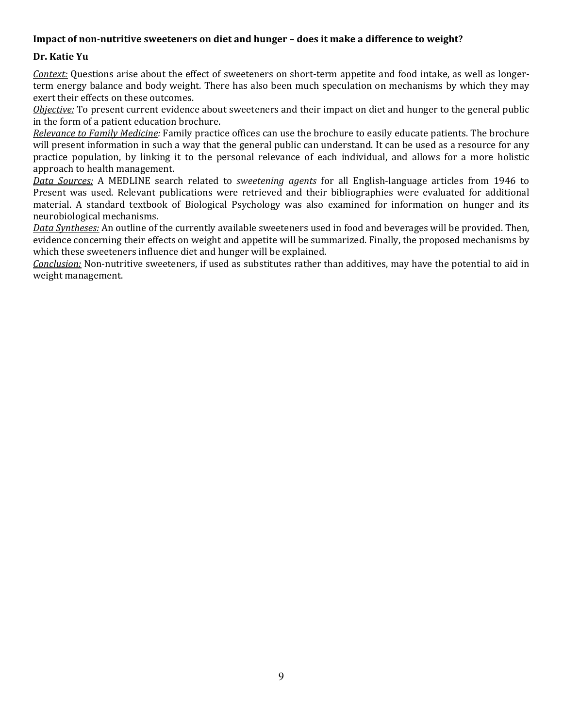**Impact of non-nutritive sweeteners on diet and hunger – does it make a difference to weight?**

**Dr. Katie Yu**

*Context:* Questions arise about the effect of sweeteners on short-term appetite and food intake, as well as longer-term energy balance and body weight. There has also been much speculation on mechanisms by which they may exert their effects on these outcomes.

*Objective:* To present current evidence about sweeteners and their impact on diet and hunger to the general public in the form of a patient education brochure.

*Relevance to Family Medicine:* Family practice offices can use the brochure to easily educate patients. The brochure will present information in such a way that the general public can understand. It can be used as a resource for any practice population, by linking it to the personal relevance of each individual, and allows for a more holistic approach to health management.

*Data Sources:* A MEDLINE search related to *sweetening agents* for all English-language articles from 1946 to Present was used. Relevant publications were retrieved and their bibliographies were evaluated for additional material. A standard textbook of Biological Psychology was also examined for information on hunger and its neurobiological mechanisms.

*Data Syntheses:* An outline of the currently available sweeteners used in food and beverages will be provided. Then, evidence concerning their effects on weight and appetite will be summarized. Finally, the proposed mechanisms by which these sweeteners influence diet and hunger will be explained.

*Conclusion:* Non-nutritive sweeteners, if used as substitutes rather than additives, may have the potential to aid in weight management.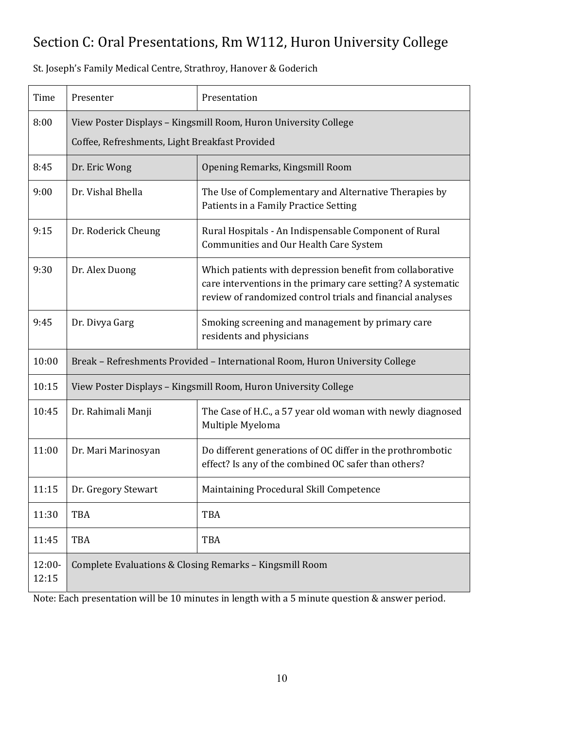## Section C: Oral Presentations, Rm W112, Huron University College

St. Joseph's Family Medical Centre, Strathroy, Hanover & Goderich

| Time | Presenter | Presentation |
|---|---|---|
| 8:00 | View Poster Displays – Kingsmill Room, Huron University College<br>Coffee, Refreshments, Light Breakfast Provided | |
| 8:45 | Dr. Eric Wong | Opening Remarks, Kingsmill Room |
| 9:00 | Dr. Vishal Bhella | The Use of Complementary and Alternative Therapies by Patients in a Family Practice Setting |
| 9:15 | Dr. Roderick Cheung | Rural Hospitals - An Indispensable Component of Rural Communities and Our Health Care System |
| 9:30 | Dr. Alex Duong | Which patients with depression benefit from collaborative care interventions in the primary care setting? A systematic review of randomized control trials and financial analyses |
| 9:45 | Dr. Divya Garg | Smoking screening and management by primary care residents and physicians |
| 10:00 | Break – Refreshments Provided – International Room, Huron University College | |
| 10:15 | View Poster Displays – Kingsmill Room, Huron University College | |
| 10:45 | Dr. Rahimali Manji | The Case of H.C., a 57 year old woman with newly diagnosed Multiple Myeloma |
| 11:00 | Dr. Mari Marinosyan | Do different generations of OC differ in the prothrombotic effect? Is any of the combined OC safer than others? |
| 11:15 | Dr. Gregory Stewart | Maintaining Procedural Skill Competence |
| 11:30 | TBA | TBA |
| 11:45 | TBA | TBA |
| 12:00-12:15 | Complete Evaluations & Closing Remarks – Kingsmill Room | |

Note: Each presentation will be 10 minutes in length with a 5 minute question & answer period.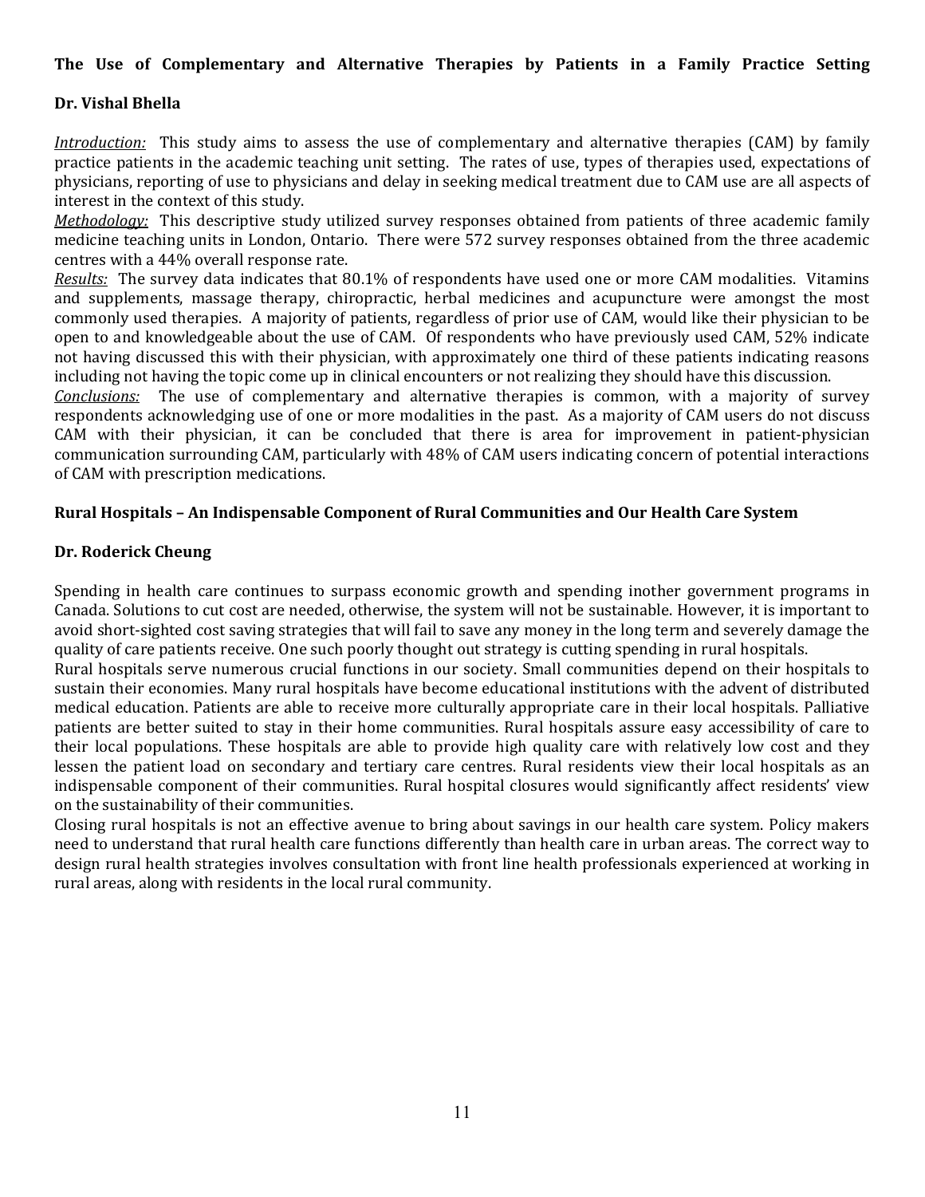**The Use of Complementary and Alternative Therapies by Patients in a Family Practice Setting**

**Dr. Vishal Bhella**

*Introduction:* This study aims to assess the use of complementary and alternative therapies (CAM) by family practice patients in the academic teaching unit setting. The rates of use, types of therapies used, expectations of physicians, reporting of use to physicians and delay in seeking medical treatment due to CAM use are all aspects of interest in the context of this study.

*Methodology:* This descriptive study utilized survey responses obtained from patients of three academic family medicine teaching units in London, Ontario. There were 572 survey responses obtained from the three academic centres with a 44% overall response rate.

*Results:* The survey data indicates that 80.1% of respondents have used one or more CAM modalities. Vitamins and supplements, massage therapy, chiropractic, herbal medicines and acupuncture were amongst the most commonly used therapies. A majority of patients, regardless of prior use of CAM, would like their physician to be open to and knowledgeable about the use of CAM. Of respondents who have previously used CAM, 52% indicate not having discussed this with their physician, with approximately one third of these patients indicating reasons including not having the topic come up in clinical encounters or not realizing they should have this discussion.

*Conclusions:* The use of complementary and alternative therapies is common, with a majority of survey respondents acknowledging use of one or more modalities in the past. As a majority of CAM users do not discuss CAM with their physician, it can be concluded that there is area for improvement in patient-physician communication surrounding CAM, particularly with 48% of CAM users indicating concern of potential interactions of CAM with prescription medications.

**Rural Hospitals – An Indispensable Component of Rural Communities and Our Health Care System**

**Dr. Roderick Cheung**

Spending in health care continues to surpass economic growth and spending inother government programs in Canada. Solutions to cut cost are needed, otherwise, the system will not be sustainable. However, it is important to avoid short-sighted cost saving strategies that will fail to save any money in the long term and severely damage the quality of care patients receive. One such poorly thought out strategy is cutting spending in rural hospitals.

Rural hospitals serve numerous crucial functions in our society. Small communities depend on their hospitals to sustain their economies. Many rural hospitals have become educational institutions with the advent of distributed medical education. Patients are able to receive more culturally appropriate care in their local hospitals. Palliative patients are better suited to stay in their home communities. Rural hospitals assure easy accessibility of care to their local populations. These hospitals are able to provide high quality care with relatively low cost and they lessen the patient load on secondary and tertiary care centres. Rural residents view their local hospitals as an indispensable component of their communities. Rural hospital closures would significantly affect residents' view on the sustainability of their communities.

Closing rural hospitals is not an effective avenue to bring about savings in our health care system. Policy makers need to understand that rural health care functions differently than health care in urban areas. The correct way to design rural health strategies involves consultation with front line health professionals experienced at working in rural areas, along with residents in the local rural community.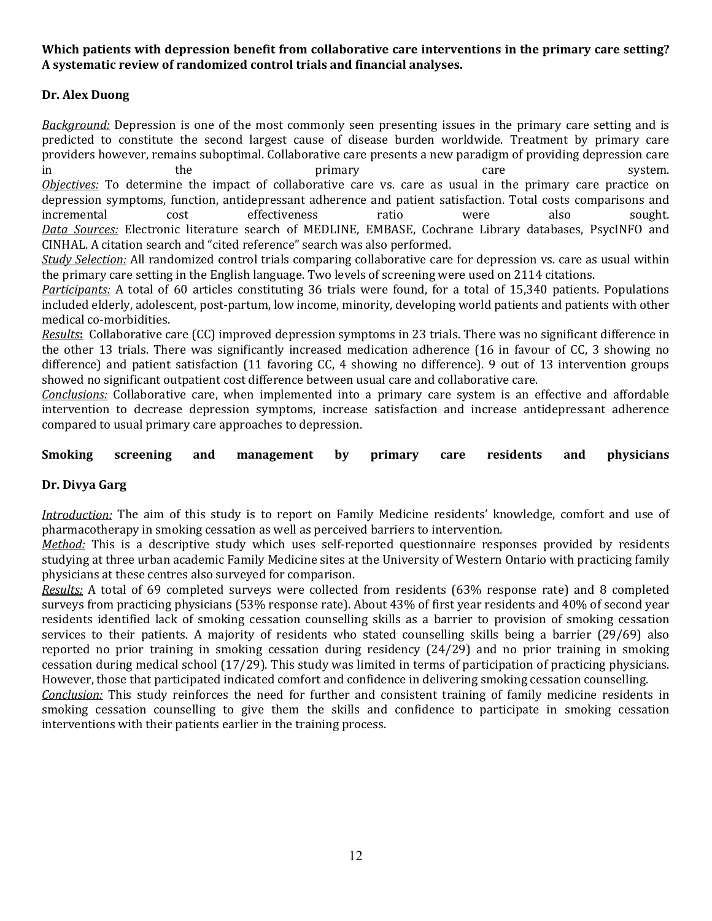**Which patients with depression benefit from collaborative care interventions in the primary care setting? A systematic review of randomized control trials and financial analyses.**

**Dr. Alex Duong**

*Background:* Depression is one of the most commonly seen presenting issues in the primary care setting and is predicted to constitute the second largest cause of disease burden worldwide. Treatment by primary care providers however, remains suboptimal. Collaborative care presents a new paradigm of providing depression care in the primary care system.
*Objectives:* To determine the impact of collaborative care vs. care as usual in the primary care practice on depression symptoms, function, antidepressant adherence and patient satisfaction. Total costs comparisons and incremental cost effectiveness ratio were also sought.
*Data Sources:* Electronic literature search of MEDLINE, EMBASE, Cochrane Library databases, PsycINFO and CINHAL. A citation search and "cited reference" search was also performed.
*Study Selection:* All randomized control trials comparing collaborative care for depression vs. care as usual within the primary care setting in the English language. Two levels of screening were used on 2114 citations.
*Participants:* A total of 60 articles constituting 36 trials were found, for a total of 15,340 patients. Populations included elderly, adolescent, post-partum, low income, minority, developing world patients and patients with other medical co-morbidities.
*Results***:** Collaborative care (CC) improved depression symptoms in 23 trials. There was no significant difference in the other 13 trials. There was significantly increased medication adherence (16 in favour of CC, 3 showing no difference) and patient satisfaction (11 favoring CC, 4 showing no difference). 9 out of 13 intervention groups showed no significant outpatient cost difference between usual care and collaborative care.
*Conclusions:* Collaborative care, when implemented into a primary care system is an effective and affordable intervention to decrease depression symptoms, increase satisfaction and increase antidepressant adherence compared to usual primary care approaches to depression.

**Smoking screening and management by primary care residents and physicians**

**Dr. Divya Garg**

*Introduction:* The aim of this study is to report on Family Medicine residents' knowledge, comfort and use of pharmacotherapy in smoking cessation as well as perceived barriers to intervention.
*Method:* This is a descriptive study which uses self-reported questionnaire responses provided by residents studying at three urban academic Family Medicine sites at the University of Western Ontario with practicing family physicians at these centres also surveyed for comparison.
*Results:* A total of 69 completed surveys were collected from residents (63% response rate) and 8 completed surveys from practicing physicians (53% response rate). About 43% of first year residents and 40% of second year residents identified lack of smoking cessation counselling skills as a barrier to provision of smoking cessation services to their patients. A majority of residents who stated counselling skills being a barrier (29/69) also reported no prior training in smoking cessation during residency (24/29) and no prior training in smoking cessation during medical school (17/29). This study was limited in terms of participation of practicing physicians. However, those that participated indicated comfort and confidence in delivering smoking cessation counselling.
*Conclusion:* This study reinforces the need for further and consistent training of family medicine residents in smoking cessation counselling to give them the skills and confidence to participate in smoking cessation interventions with their patients earlier in the training process.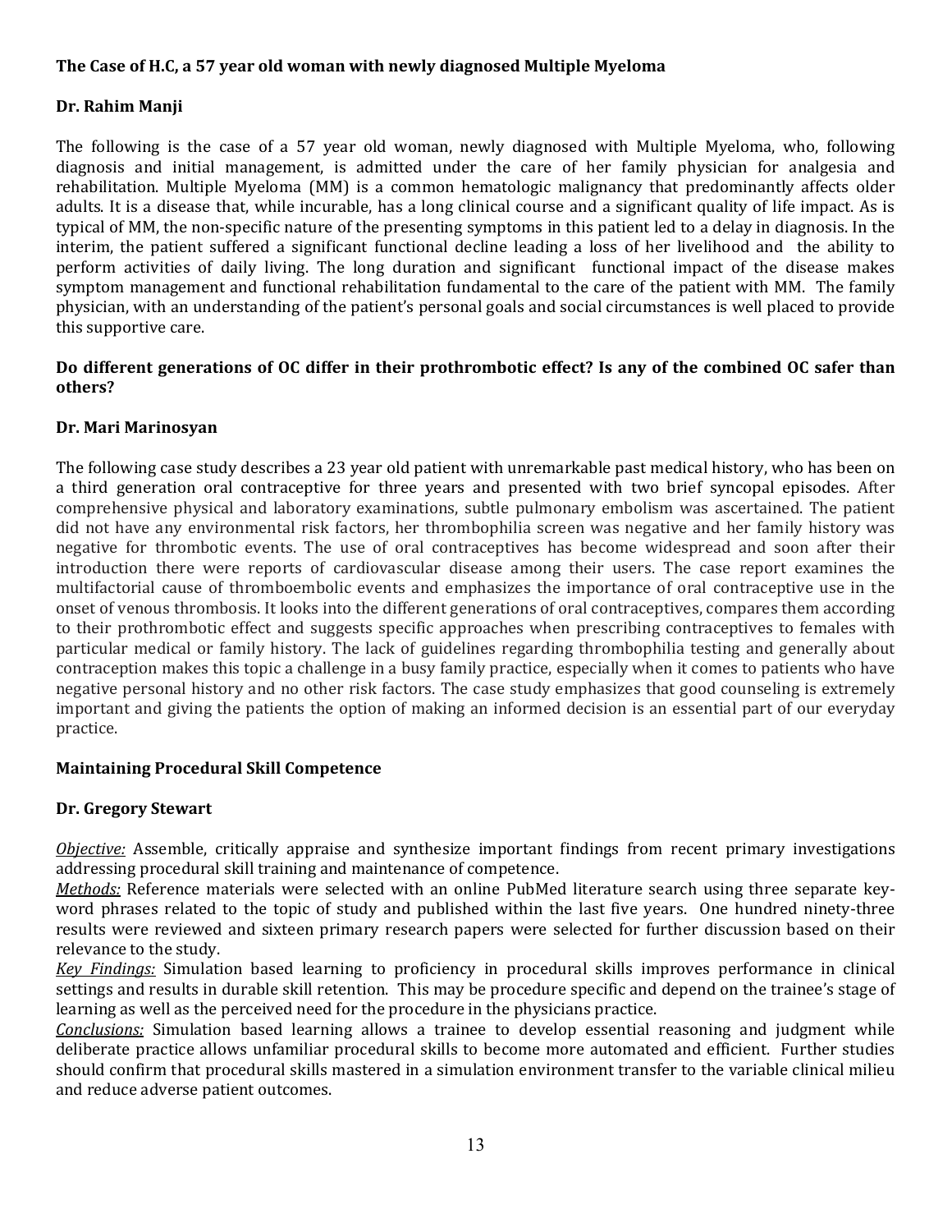**The Case of H.C, a 57 year old woman with newly diagnosed Multiple Myeloma**

**Dr. Rahim Manji**

The following is the case of a 57 year old woman, newly diagnosed with Multiple Myeloma, who, following diagnosis and initial management, is admitted under the care of her family physician for analgesia and rehabilitation. Multiple Myeloma (MM) is a common hematologic malignancy that predominantly affects older adults. It is a disease that, while incurable, has a long clinical course and a significant quality of life impact. As is typical of MM, the non-specific nature of the presenting symptoms in this patient led to a delay in diagnosis. In the interim, the patient suffered a significant functional decline leading a loss of her livelihood and the ability to perform activities of daily living. The long duration and significant functional impact of the disease makes symptom management and functional rehabilitation fundamental to the care of the patient with MM. The family physician, with an understanding of the patient's personal goals and social circumstances is well placed to provide this supportive care.

**Do different generations of OC differ in their prothrombotic effect? Is any of the combined OC safer than others?**

**Dr. Mari Marinosyan**

The following case study describes a 23 year old patient with unremarkable past medical history, who has been on a third generation oral contraceptive for three years and presented with two brief syncopal episodes. After comprehensive physical and laboratory examinations, subtle pulmonary embolism was ascertained. The patient did not have any environmental risk factors, her thrombophilia screen was negative and her family history was negative for thrombotic events. The use of oral contraceptives has become widespread and soon after their introduction there were reports of cardiovascular disease among their users. The case report examines the multifactorial cause of thromboembolic events and emphasizes the importance of oral contraceptive use in the onset of venous thrombosis. It looks into the different generations of oral contraceptives, compares them according to their prothrombotic effect and suggests specific approaches when prescribing contraceptives to females with particular medical or family history. The lack of guidelines regarding thrombophilia testing and generally about contraception makes this topic a challenge in a busy family practice, especially when it comes to patients who have negative personal history and no other risk factors. The case study emphasizes that good counseling is extremely important and giving the patients the option of making an informed decision is an essential part of our everyday practice.

**Maintaining Procedural Skill Competence**

**Dr. Gregory Stewart**

*Objective:* Assemble, critically appraise and synthesize important findings from recent primary investigations addressing procedural skill training and maintenance of competence.
*Methods:* Reference materials were selected with an online PubMed literature search using three separate key-word phrases related to the topic of study and published within the last five years. One hundred ninety-three results were reviewed and sixteen primary research papers were selected for further discussion based on their relevance to the study.
*Key Findings:* Simulation based learning to proficiency in procedural skills improves performance in clinical settings and results in durable skill retention. This may be procedure specific and depend on the trainee's stage of learning as well as the perceived need for the procedure in the physicians practice.
*Conclusions:* Simulation based learning allows a trainee to develop essential reasoning and judgment while deliberate practice allows unfamiliar procedural skills to become more automated and efficient. Further studies should confirm that procedural skills mastered in a simulation environment transfer to the variable clinical milieu and reduce adverse patient outcomes.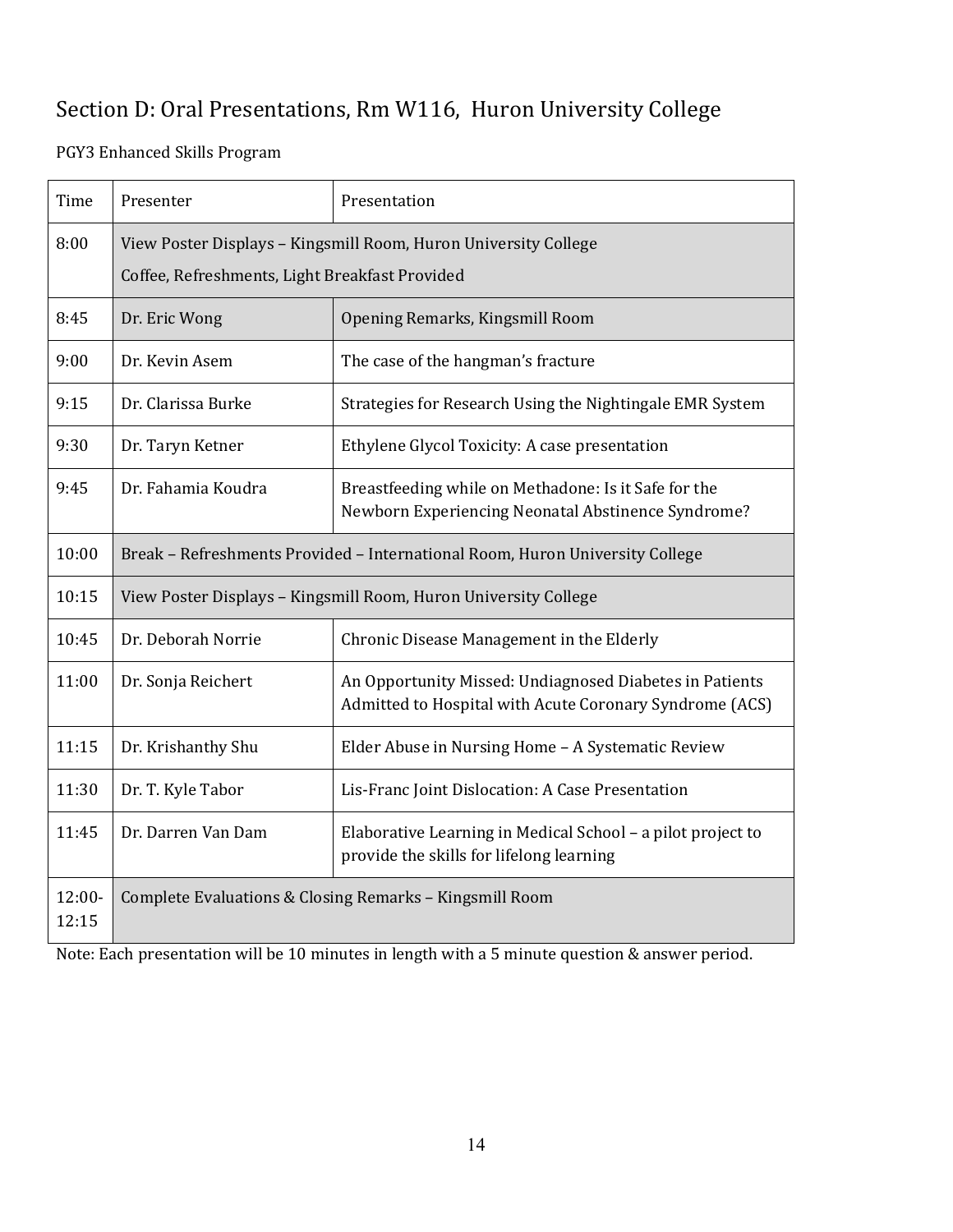## Section D: Oral Presentations, Rm W116, Huron University College

PGY3 Enhanced Skills Program

| Time | Presenter | Presentation |
|---|---|---|
| 8:00 | View Poster Displays – Kingsmill Room, Huron University College<br>Coffee, Refreshments, Light Breakfast Provided | |
| 8:45 | Dr. Eric Wong | Opening Remarks, Kingsmill Room |
| 9:00 | Dr. Kevin Asem | The case of the hangman's fracture |
| 9:15 | Dr. Clarissa Burke | Strategies for Research Using the Nightingale EMR System |
| 9:30 | Dr. Taryn Ketner | Ethylene Glycol Toxicity: A case presentation |
| 9:45 | Dr. Fahamia Koudra | Breastfeeding while on Methadone: Is it Safe for the Newborn Experiencing Neonatal Abstinence Syndrome? |
| 10:00 | Break – Refreshments Provided – International Room, Huron University College | |
| 10:15 | View Poster Displays – Kingsmill Room, Huron University College | |
| 10:45 | Dr. Deborah Norrie | Chronic Disease Management in the Elderly |
| 11:00 | Dr. Sonja Reichert | An Opportunity Missed: Undiagnosed Diabetes in Patients Admitted to Hospital with Acute Coronary Syndrome (ACS) |
| 11:15 | Dr. Krishanthy Shu | Elder Abuse in Nursing Home – A Systematic Review |
| 11:30 | Dr. T. Kyle Tabor | Lis-Franc Joint Dislocation: A Case Presentation |
| 11:45 | Dr. Darren Van Dam | Elaborative Learning in Medical School – a pilot project to provide the skills for lifelong learning |
| 12:00-12:15 | Complete Evaluations & Closing Remarks – Kingsmill Room | |

Note: Each presentation will be 10 minutes in length with a 5 minute question & answer period.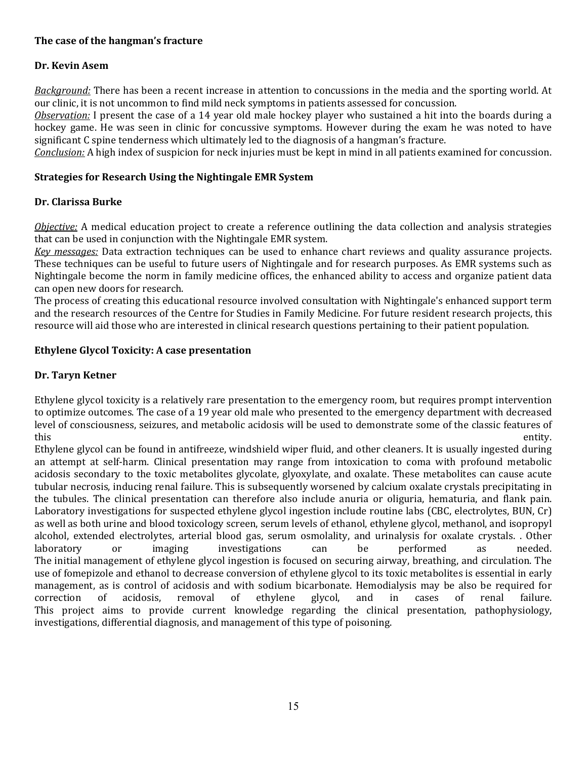**The case of the hangman's fracture**

**Dr. Kevin Asem**

*Background:* There has been a recent increase in attention to concussions in the media and the sporting world. At our clinic, it is not uncommon to find mild neck symptoms in patients assessed for concussion.
*Observation:* I present the case of a 14 year old male hockey player who sustained a hit into the boards during a hockey game. He was seen in clinic for concussive symptoms. However during the exam he was noted to have significant C spine tenderness which ultimately led to the diagnosis of a hangman's fracture.
*Conclusion:* A high index of suspicion for neck injuries must be kept in mind in all patients examined for concussion.

**Strategies for Research Using the Nightingale EMR System**

**Dr. Clarissa Burke**

*Objective:* A medical education project to create a reference outlining the data collection and analysis strategies that can be used in conjunction with the Nightingale EMR system.
*Key messages:* Data extraction techniques can be used to enhance chart reviews and quality assurance projects. These techniques can be useful to future users of Nightingale and for research purposes. As EMR systems such as Nightingale become the norm in family medicine offices, the enhanced ability to access and organize patient data can open new doors for research.
The process of creating this educational resource involved consultation with Nightingale's enhanced support term and the research resources of the Centre for Studies in Family Medicine. For future resident research projects, this resource will aid those who are interested in clinical research questions pertaining to their patient population.

**Ethylene Glycol Toxicity: A case presentation**

**Dr. Taryn Ketner**

Ethylene glycol toxicity is a relatively rare presentation to the emergency room, but requires prompt intervention to optimize outcomes. The case of a 19 year old male who presented to the emergency department with decreased level of consciousness, seizures, and metabolic acidosis will be used to demonstrate some of the classic features of this entity.
Ethylene glycol can be found in antifreeze, windshield wiper fluid, and other cleaners. It is usually ingested during an attempt at self-harm. Clinical presentation may range from intoxication to coma with profound metabolic acidosis secondary to the toxic metabolites glycolate, glyoxylate, and oxalate. These metabolites can cause acute tubular necrosis, inducing renal failure. This is subsequently worsened by calcium oxalate crystals precipitating in the tubules. The clinical presentation can therefore also include anuria or oliguria, hematuria, and flank pain.
Laboratory investigations for suspected ethylene glycol ingestion include routine labs (CBC, electrolytes, BUN, Cr) as well as both urine and blood toxicology screen, serum levels of ethanol, ethylene glycol, methanol, and isopropyl alcohol, extended electrolytes, arterial blood gas, serum osmolality, and urinalysis for oxalate crystals. . Other laboratory or imaging investigations can be performed as needed.
The initial management of ethylene glycol ingestion is focused on securing airway, breathing, and circulation. The use of fomepizole and ethanol to decrease conversion of ethylene glycol to its toxic metabolites is essential in early management, as is control of acidosis and with sodium bicarbonate. Hemodialysis may be also be required for correction of acidosis, removal of ethylene glycol, and in cases of renal failure.
This project aims to provide current knowledge regarding the clinical presentation, pathophysiology, investigations, differential diagnosis, and management of this type of poisoning.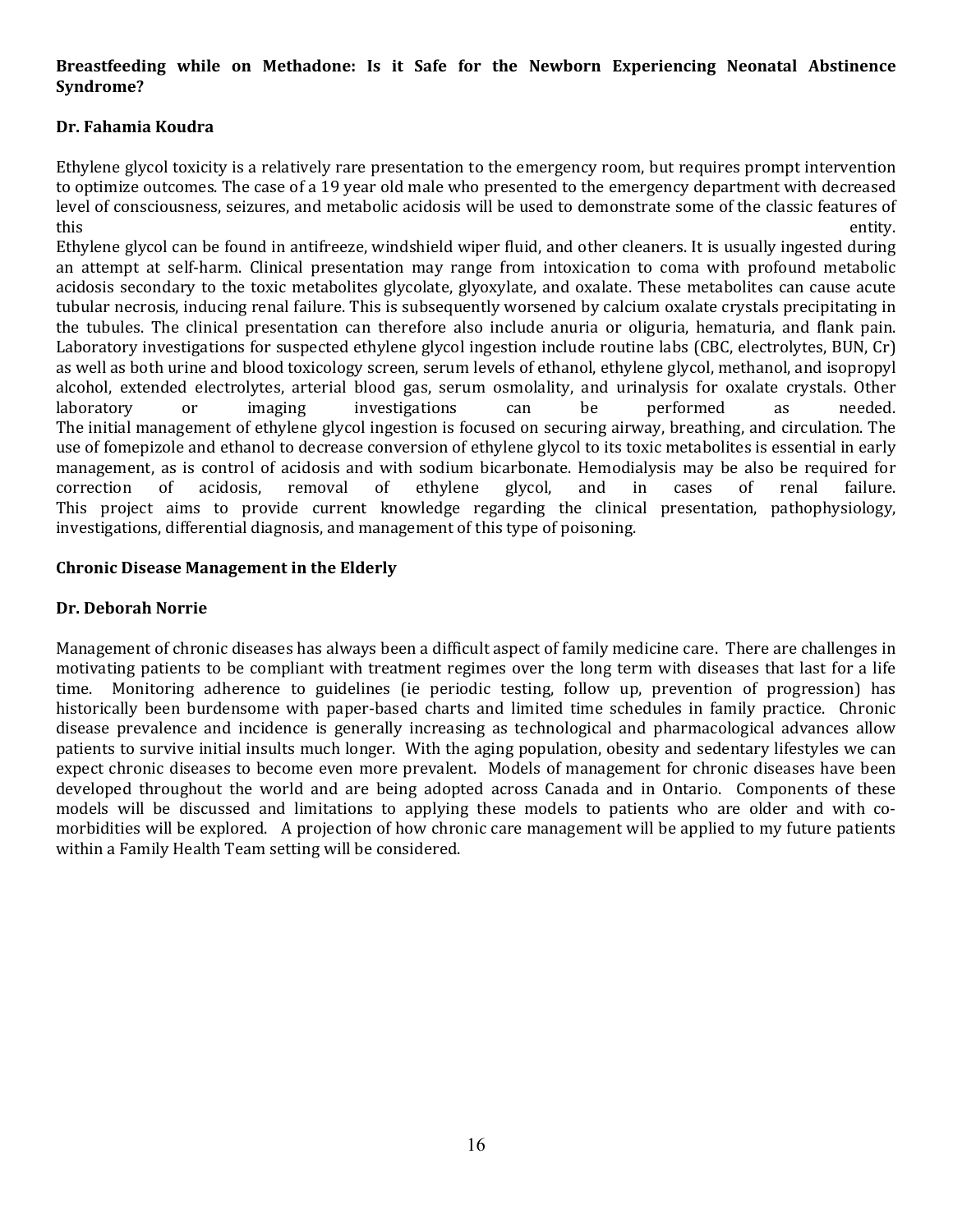**Breastfeeding while on Methadone: Is it Safe for the Newborn Experiencing Neonatal Abstinence Syndrome?**

**Dr. Fahamia Koudra**

Ethylene glycol toxicity is a relatively rare presentation to the emergency room, but requires prompt intervention to optimize outcomes. The case of a 19 year old male who presented to the emergency department with decreased level of consciousness, seizures, and metabolic acidosis will be used to demonstrate some of the classic features of this entity.

Ethylene glycol can be found in antifreeze, windshield wiper fluid, and other cleaners. It is usually ingested during an attempt at self-harm. Clinical presentation may range from intoxication to coma with profound metabolic acidosis secondary to the toxic metabolites glycolate, glyoxylate, and oxalate. These metabolites can cause acute tubular necrosis, inducing renal failure. This is subsequently worsened by calcium oxalate crystals precipitating in the tubules. The clinical presentation can therefore also include anuria or oliguria, hematuria, and flank pain. Laboratory investigations for suspected ethylene glycol ingestion include routine labs (CBC, electrolytes, BUN, Cr) as well as both urine and blood toxicology screen, serum levels of ethanol, ethylene glycol, methanol, and isopropyl alcohol, extended electrolytes, arterial blood gas, serum osmolality, and urinalysis for oxalate crystals. Other laboratory or imaging investigations can be performed as needed.

The initial management of ethylene glycol ingestion is focused on securing airway, breathing, and circulation. The use of fomepizole and ethanol to decrease conversion of ethylene glycol to its toxic metabolites is essential in early management, as is control of acidosis and with sodium bicarbonate. Hemodialysis may be also be required for correction of acidosis, removal of ethylene glycol, and in cases of renal failure.

This project aims to provide current knowledge regarding the clinical presentation, pathophysiology, investigations, differential diagnosis, and management of this type of poisoning.

**Chronic Disease Management in the Elderly**

**Dr. Deborah Norrie**

Management of chronic diseases has always been a difficult aspect of family medicine care. There are challenges in motivating patients to be compliant with treatment regimes over the long term with diseases that last for a life time. Monitoring adherence to guidelines (ie periodic testing, follow up, prevention of progression) has historically been burdensome with paper-based charts and limited time schedules in family practice. Chronic disease prevalence and incidence is generally increasing as technological and pharmacological advances allow patients to survive initial insults much longer. With the aging population, obesity and sedentary lifestyles we can expect chronic diseases to become even more prevalent. Models of management for chronic diseases have been developed throughout the world and are being adopted across Canada and in Ontario. Components of these models will be discussed and limitations to applying these models to patients who are older and with co-morbidities will be explored. A projection of how chronic care management will be applied to my future patients within a Family Health Team setting will be considered.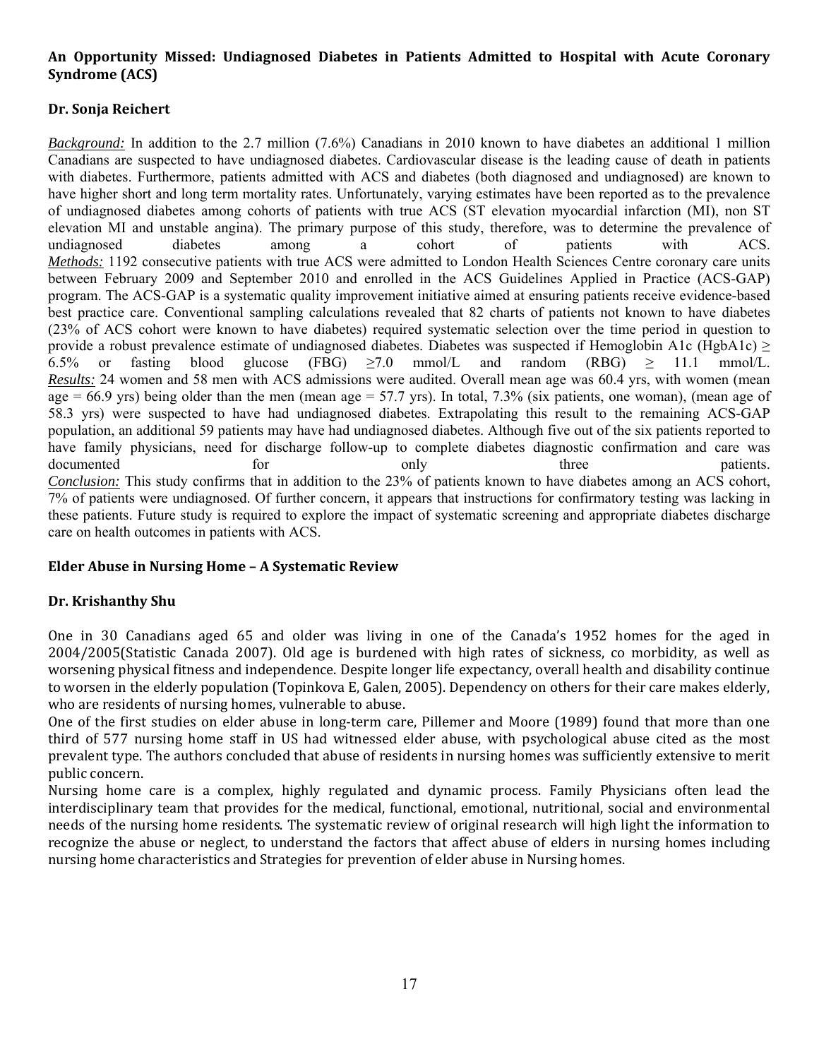**An Opportunity Missed: Undiagnosed Diabetes in Patients Admitted to Hospital with Acute Coronary Syndrome (ACS)**

**Dr. Sonja Reichert**

*Background:* In addition to the 2.7 million (7.6%) Canadians in 2010 known to have diabetes an additional 1 million Canadians are suspected to have undiagnosed diabetes. Cardiovascular disease is the leading cause of death in patients with diabetes. Furthermore, patients admitted with ACS and diabetes (both diagnosed and undiagnosed) are known to have higher short and long term mortality rates. Unfortunately, varying estimates have been reported as to the prevalence of undiagnosed diabetes among cohorts of patients with true ACS (ST elevation myocardial infarction (MI), non ST elevation MI and unstable angina). The primary purpose of this study, therefore, was to determine the prevalence of undiagnosed diabetes among a cohort of patients with ACS.

*Methods:* 1192 consecutive patients with true ACS were admitted to London Health Sciences Centre coronary care units between February 2009 and September 2010 and enrolled in the ACS Guidelines Applied in Practice (ACS-GAP) program. The ACS-GAP is a systematic quality improvement initiative aimed at ensuring patients receive evidence-based best practice care. Conventional sampling calculations revealed that 82 charts of patients not known to have diabetes (23% of ACS cohort were known to have diabetes) required systematic selection over the time period in question to provide a robust prevalence estimate of undiagnosed diabetes. Diabetes was suspected if Hemoglobin A1c (HgbA1c) ≥ 6.5% or fasting blood glucose (FBG) ≥7.0 mmol/L and random (RBG) ≥ 11.1 mmol/L.

*Results:* 24 women and 58 men with ACS admissions were audited. Overall mean age was 60.4 yrs, with women (mean age = 66.9 yrs) being older than the men (mean age = 57.7 yrs). In total, 7.3% (six patients, one woman), (mean age of 58.3 yrs) were suspected to have had undiagnosed diabetes. Extrapolating this result to the remaining ACS-GAP population, an additional 59 patients may have had undiagnosed diabetes. Although five out of the six patients reported to have family physicians, need for discharge follow-up to complete diabetes diagnostic confirmation and care was documented for only three patients.

*Conclusion:* This study confirms that in addition to the 23% of patients known to have diabetes among an ACS cohort, 7% of patients were undiagnosed. Of further concern, it appears that instructions for confirmatory testing was lacking in these patients. Future study is required to explore the impact of systematic screening and appropriate diabetes discharge care on health outcomes in patients with ACS.

**Elder Abuse in Nursing Home – A Systematic Review**

**Dr. Krishanthy Shu**

One in 30 Canadians aged 65 and older was living in one of the Canada's 1952 homes for the aged in 2004/2005(Statistic Canada 2007). Old age is burdened with high rates of sickness, co morbidity, as well as worsening physical fitness and independence. Despite longer life expectancy, overall health and disability continue to worsen in the elderly population (Topinkova E, Galen, 2005). Dependency on others for their care makes elderly, who are residents of nursing homes, vulnerable to abuse.

One of the first studies on elder abuse in long-term care, Pillemer and Moore (1989) found that more than one third of 577 nursing home staff in US had witnessed elder abuse, with psychological abuse cited as the most prevalent type. The authors concluded that abuse of residents in nursing homes was sufficiently extensive to merit public concern.

Nursing home care is a complex, highly regulated and dynamic process. Family Physicians often lead the interdisciplinary team that provides for the medical, functional, emotional, nutritional, social and environmental needs of the nursing home residents. The systematic review of original research will high light the information to recognize the abuse or neglect, to understand the factors that affect abuse of elders in nursing homes including nursing home characteristics and Strategies for prevention of elder abuse in Nursing homes.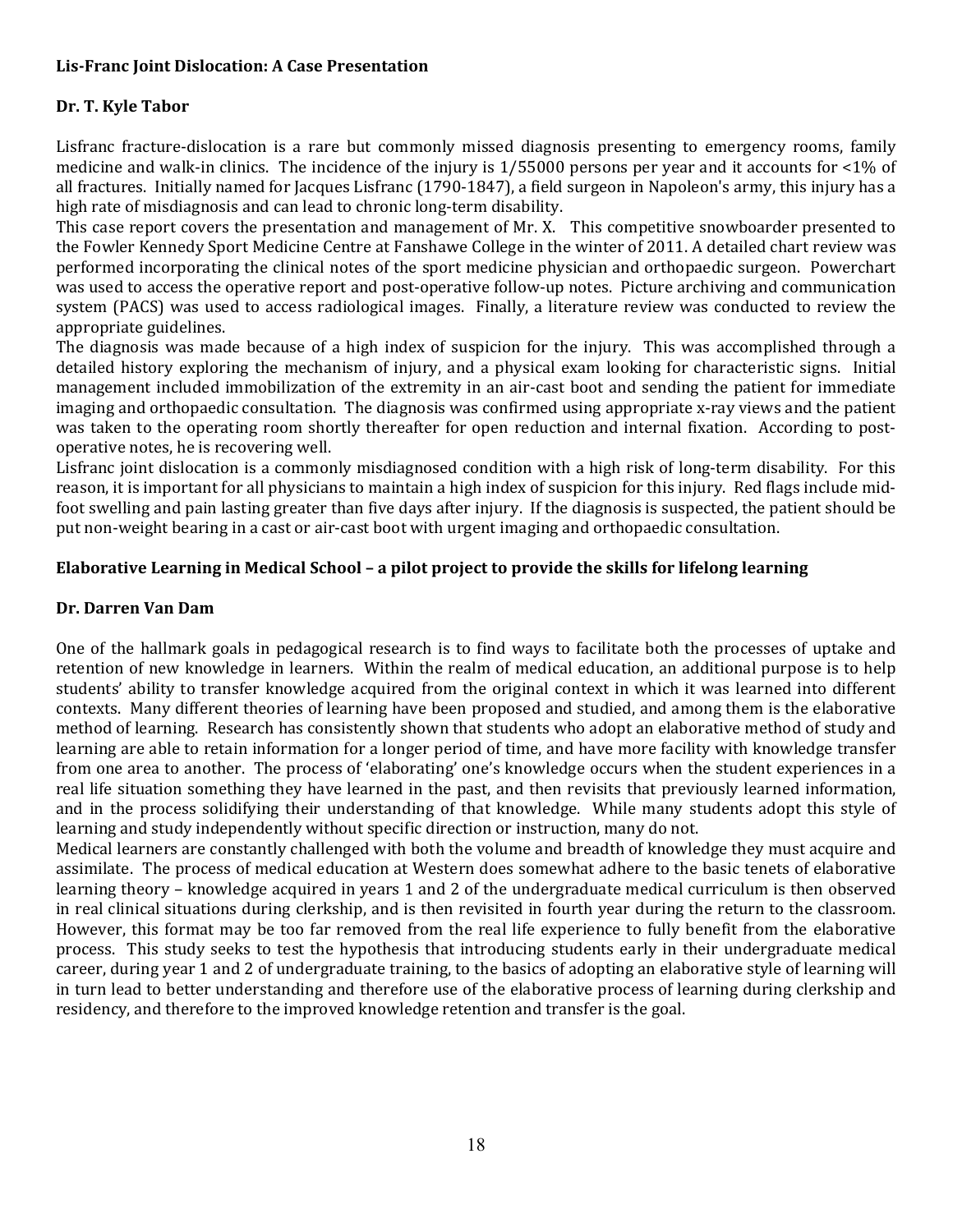**Lis-Franc Joint Dislocation: A Case Presentation**

**Dr. T. Kyle Tabor**

Lisfranc fracture-dislocation is a rare but commonly missed diagnosis presenting to emergency rooms, family medicine and walk-in clinics. The incidence of the injury is 1/55000 persons per year and it accounts for <1% of all fractures. Initially named for Jacques Lisfranc (1790-1847), a field surgeon in Napoleon's army, this injury has a high rate of misdiagnosis and can lead to chronic long-term disability.

This case report covers the presentation and management of Mr. X. This competitive snowboarder presented to the Fowler Kennedy Sport Medicine Centre at Fanshawe College in the winter of 2011. A detailed chart review was performed incorporating the clinical notes of the sport medicine physician and orthopaedic surgeon. Powerchart was used to access the operative report and post-operative follow-up notes. Picture archiving and communication system (PACS) was used to access radiological images. Finally, a literature review was conducted to review the appropriate guidelines.

The diagnosis was made because of a high index of suspicion for the injury. This was accomplished through a detailed history exploring the mechanism of injury, and a physical exam looking for characteristic signs. Initial management included immobilization of the extremity in an air-cast boot and sending the patient for immediate imaging and orthopaedic consultation. The diagnosis was confirmed using appropriate x-ray views and the patient was taken to the operating room shortly thereafter for open reduction and internal fixation. According to post-operative notes, he is recovering well.

Lisfranc joint dislocation is a commonly misdiagnosed condition with a high risk of long-term disability. For this reason, it is important for all physicians to maintain a high index of suspicion for this injury. Red flags include mid-foot swelling and pain lasting greater than five days after injury. If the diagnosis is suspected, the patient should be put non-weight bearing in a cast or air-cast boot with urgent imaging and orthopaedic consultation.

**Elaborative Learning in Medical School – a pilot project to provide the skills for lifelong learning**

**Dr. Darren Van Dam**

One of the hallmark goals in pedagogical research is to find ways to facilitate both the processes of uptake and retention of new knowledge in learners. Within the realm of medical education, an additional purpose is to help students' ability to transfer knowledge acquired from the original context in which it was learned into different contexts. Many different theories of learning have been proposed and studied, and among them is the elaborative method of learning. Research has consistently shown that students who adopt an elaborative method of study and learning are able to retain information for a longer period of time, and have more facility with knowledge transfer from one area to another. The process of 'elaborating' one's knowledge occurs when the student experiences in a real life situation something they have learned in the past, and then revisits that previously learned information, and in the process solidifying their understanding of that knowledge. While many students adopt this style of learning and study independently without specific direction or instruction, many do not.

Medical learners are constantly challenged with both the volume and breadth of knowledge they must acquire and assimilate. The process of medical education at Western does somewhat adhere to the basic tenets of elaborative learning theory – knowledge acquired in years 1 and 2 of the undergraduate medical curriculum is then observed in real clinical situations during clerkship, and is then revisited in fourth year during the return to the classroom. However, this format may be too far removed from the real life experience to fully benefit from the elaborative process. This study seeks to test the hypothesis that introducing students early in their undergraduate medical career, during year 1 and 2 of undergraduate training, to the basics of adopting an elaborative style of learning will in turn lead to better understanding and therefore use of the elaborative process of learning during clerkship and residency, and therefore to the improved knowledge retention and transfer is the goal.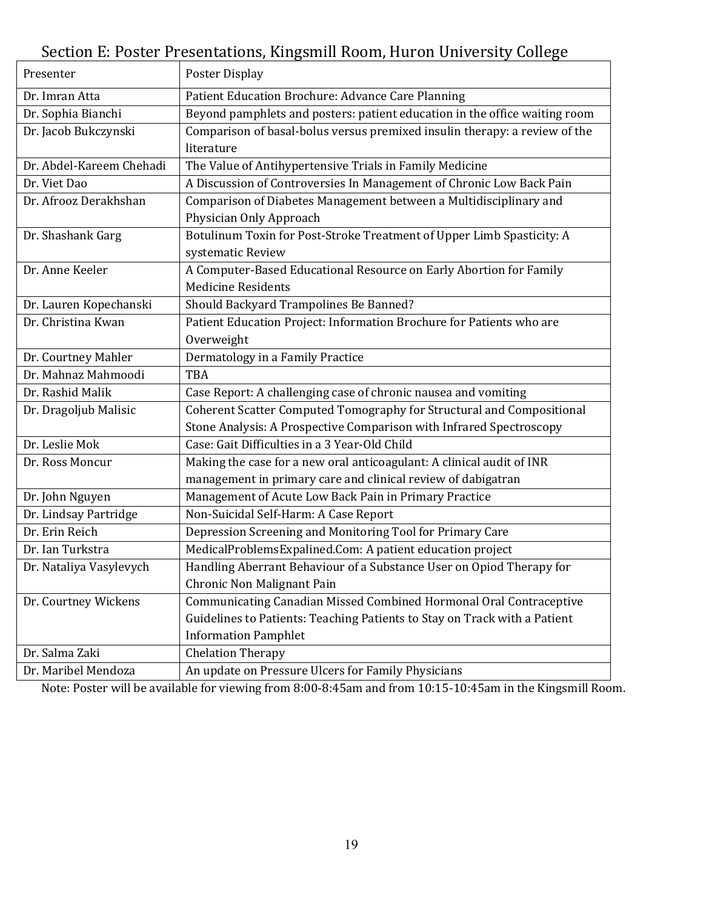## Section E: Poster Presentations, Kingsmill Room, Huron University College

| Presenter | Poster Display |
|---|---|
| Dr. Imran Atta | Patient Education Brochure: Advance Care Planning |
| Dr. Sophia Bianchi | Beyond pamphlets and posters: patient education in the office waiting room |
| Dr. Jacob Bukczynski | Comparison of basal-bolus versus premixed insulin therapy: a review of the literature |
| Dr. Abdel-Kareem Chehadi | The Value of Antihypertensive Trials in Family Medicine |
| Dr. Viet Dao | A Discussion of Controversies In Management of Chronic Low Back Pain |
| Dr. Afrooz Derakhshan | Comparison of Diabetes Management between a Multidisciplinary and Physician Only Approach |
| Dr. Shashank Garg | Botulinum Toxin for Post-Stroke Treatment of Upper Limb Spasticity: A systematic Review |
| Dr. Anne Keeler | A Computer-Based Educational Resource on Early Abortion for Family Medicine Residents |
| Dr. Lauren Kopechanski | Should Backyard Trampolines Be Banned? |
| Dr. Christina Kwan | Patient Education Project: Information Brochure for Patients who are Overweight |
| Dr. Courtney Mahler | Dermatology in a Family Practice |
| Dr. Mahnaz Mahmoodi | TBA |
| Dr. Rashid Malik | Case Report: A challenging case of chronic nausea and vomiting |
| Dr. Dragoljub Malisic | Coherent Scatter Computed Tomography for Structural and Compositional Stone Analysis: A Prospective Comparison with Infrared Spectroscopy |
| Dr. Leslie Mok | Case: Gait Difficulties in a 3 Year-Old Child |
| Dr. Ross Moncur | Making the case for a new oral anticoagulant: A clinical audit of INR management in primary care and clinical review of dabigatran |
| Dr. John Nguyen | Management of Acute Low Back Pain in Primary Practice |
| Dr. Lindsay Partridge | Non-Suicidal Self-Harm: A Case Report |
| Dr. Erin Reich | Depression Screening and Monitoring Tool for Primary Care |
| Dr. Ian Turkstra | MedicalProblemsExpalined.Com: A patient education project |
| Dr. Nataliya Vasylevych | Handling Aberrant Behaviour of a Substance User on Opiod Therapy for Chronic Non Malignant Pain |
| Dr. Courtney Wickens | Communicating Canadian Missed Combined Hormonal Oral Contraceptive Guidelines to Patients: Teaching Patients to Stay on Track with a Patient Information Pamphlet |
| Dr. Salma Zaki | Chelation Therapy |
| Dr. Maribel Mendoza | An update on Pressure Ulcers for Family Physicians |

Note: Poster will be available for viewing from 8:00-8:45am and from 10:15-10:45am in the Kingsmill Room.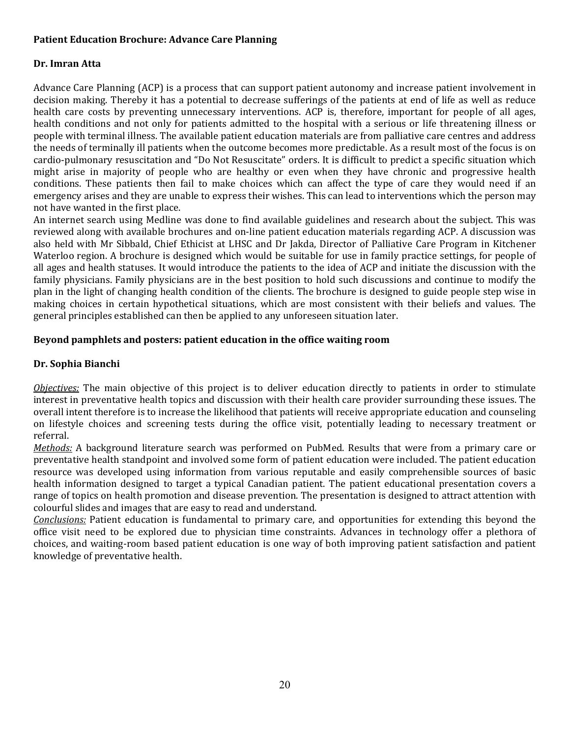**Patient Education Brochure: Advance Care Planning**

**Dr. Imran Atta**

Advance Care Planning (ACP) is a process that can support patient autonomy and increase patient involvement in decision making. Thereby it has a potential to decrease sufferings of the patients at end of life as well as reduce health care costs by preventing unnecessary interventions. ACP is, therefore, important for people of all ages, health conditions and not only for patients admitted to the hospital with a serious or life threatening illness or people with terminal illness. The available patient education materials are from palliative care centres and address the needs of terminally ill patients when the outcome becomes more predictable. As a result most of the focus is on cardio-pulmonary resuscitation and "Do Not Resuscitate" orders. It is difficult to predict a specific situation which might arise in majority of people who are healthy or even when they have chronic and progressive health conditions. These patients then fail to make choices which can affect the type of care they would need if an emergency arises and they are unable to express their wishes. This can lead to interventions which the person may not have wanted in the first place.

An internet search using Medline was done to find available guidelines and research about the subject. This was reviewed along with available brochures and on-line patient education materials regarding ACP. A discussion was also held with Mr Sibbald, Chief Ethicist at LHSC and Dr Jakda, Director of Palliative Care Program in Kitchener Waterloo region. A brochure is designed which would be suitable for use in family practice settings, for people of all ages and health statuses. It would introduce the patients to the idea of ACP and initiate the discussion with the family physicians. Family physicians are in the best position to hold such discussions and continue to modify the plan in the light of changing health condition of the clients. The brochure is designed to guide people step wise in making choices in certain hypothetical situations, which are most consistent with their beliefs and values. The general principles established can then be applied to any unforeseen situation later.

**Beyond pamphlets and posters: patient education in the office waiting room**

**Dr. Sophia Bianchi**

*Objectives:* The main objective of this project is to deliver education directly to patients in order to stimulate interest in preventative health topics and discussion with their health care provider surrounding these issues. The overall intent therefore is to increase the likelihood that patients will receive appropriate education and counseling on lifestyle choices and screening tests during the office visit, potentially leading to necessary treatment or referral.

*Methods:* A background literature search was performed on PubMed. Results that were from a primary care or preventative health standpoint and involved some form of patient education were included. The patient education resource was developed using information from various reputable and easily comprehensible sources of basic health information designed to target a typical Canadian patient. The patient educational presentation covers a range of topics on health promotion and disease prevention. The presentation is designed to attract attention with colourful slides and images that are easy to read and understand.

*Conclusions:* Patient education is fundamental to primary care, and opportunities for extending this beyond the office visit need to be explored due to physician time constraints. Advances in technology offer a plethora of choices, and waiting-room based patient education is one way of both improving patient satisfaction and patient knowledge of preventative health.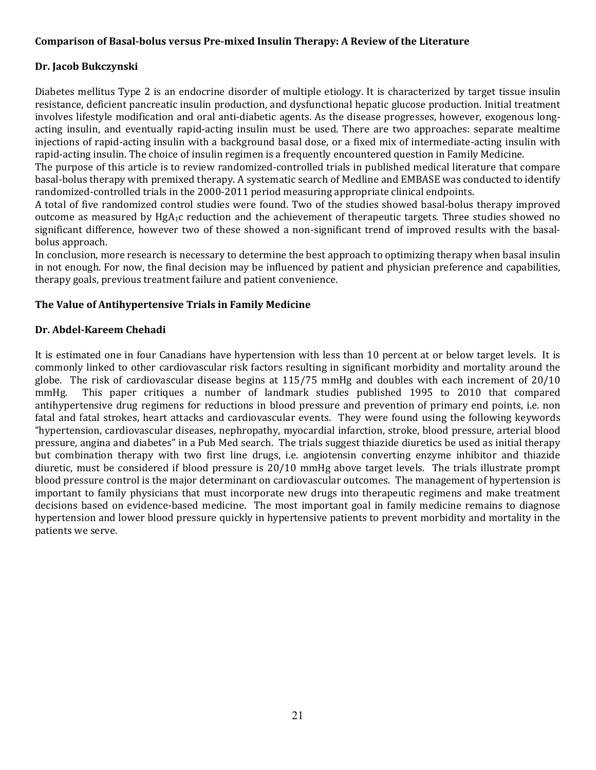**Comparison of Basal-bolus versus Pre-mixed Insulin Therapy: A Review of the Literature**

**Dr. Jacob Bukczynski**

Diabetes mellitus Type 2 is an endocrine disorder of multiple etiology. It is characterized by target tissue insulin resistance, deficient pancreatic insulin production, and dysfunctional hepatic glucose production. Initial treatment involves lifestyle modification and oral anti-diabetic agents. As the disease progresses, however, exogenous long-acting insulin, and eventually rapid-acting insulin must be used. There are two approaches: separate mealtime injections of rapid-acting insulin with a background basal dose, or a fixed mix of intermediate-acting insulin with rapid-acting insulin. The choice of insulin regimen is a frequently encountered question in Family Medicine.

The purpose of this article is to review randomized-controlled trials in published medical literature that compare basal-bolus therapy with premixed therapy. A systematic search of Medline and EMBASE was conducted to identify randomized-controlled trials in the 2000-2011 period measuring appropriate clinical endpoints.

A total of five randomized control studies were found. Two of the studies showed basal-bolus therapy improved outcome as measured by $HgA_1c$ reduction and the achievement of therapeutic targets. Three studies showed no significant difference, however two of these showed a non-significant trend of improved results with the basal-bolus approach.

In conclusion, more research is necessary to determine the best approach to optimizing therapy when basal insulin in not enough. For now, the final decision may be influenced by patient and physician preference and capabilities, therapy goals, previous treatment failure and patient convenience.

**The Value of Antihypertensive Trials in Family Medicine**

**Dr. Abdel-Kareem Chehadi**

It is estimated one in four Canadians have hypertension with less than 10 percent at or below target levels. It is commonly linked to other cardiovascular risk factors resulting in significant morbidity and mortality around the globe. The risk of cardiovascular disease begins at 115/75 mmHg and doubles with each increment of 20/10 mmHg. This paper critiques a number of landmark studies published 1995 to 2010 that compared antihypertensive drug regimens for reductions in blood pressure and prevention of primary end points, i.e. non fatal and fatal strokes, heart attacks and cardiovascular events. They were found using the following keywords "hypertension, cardiovascular diseases, nephropathy, myocardial infarction, stroke, blood pressure, arterial blood pressure, angina and diabetes" in a Pub Med search. The trials suggest thiazide diuretics be used as initial therapy but combination therapy with two first line drugs, i.e. angiotensin converting enzyme inhibitor and thiazide diuretic, must be considered if blood pressure is 20/10 mmHg above target levels. The trials illustrate prompt blood pressure control is the major determinant on cardiovascular outcomes. The management of hypertension is important to family physicians that must incorporate new drugs into therapeutic regimens and make treatment decisions based on evidence-based medicine. The most important goal in family medicine remains to diagnose hypertension and lower blood pressure quickly in hypertensive patients to prevent morbidity and mortality in the patients we serve.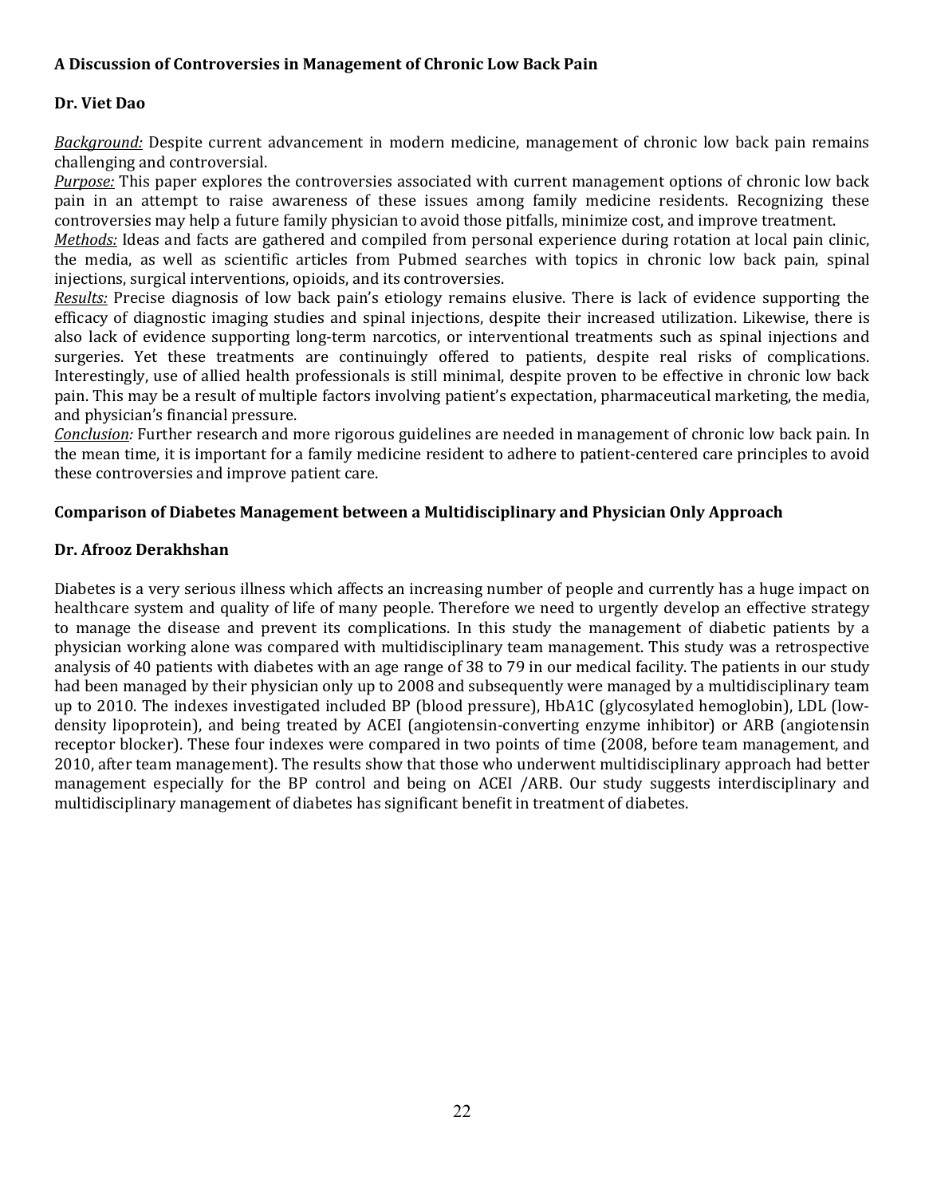## A Discussion of Controversies in Management of Chronic Low Back Pain

**Dr. Viet Dao**

*Background:* Despite current advancement in modern medicine, management of chronic low back pain remains challenging and controversial.
*Purpose:* This paper explores the controversies associated with current management options of chronic low back pain in an attempt to raise awareness of these issues among family medicine residents. Recognizing these controversies may help a future family physician to avoid those pitfalls, minimize cost, and improve treatment.
*Methods:* Ideas and facts are gathered and compiled from personal experience during rotation at local pain clinic, the media, as well as scientific articles from Pubmed searches with topics in chronic low back pain, spinal injections, surgical interventions, opioids, and its controversies.
*Results:* Precise diagnosis of low back pain's etiology remains elusive. There is lack of evidence supporting the efficacy of diagnostic imaging studies and spinal injections, despite their increased utilization. Likewise, there is also lack of evidence supporting long-term narcotics, or interventional treatments such as spinal injections and surgeries. Yet these treatments are continuingly offered to patients, despite real risks of complications. Interestingly, use of allied health professionals is still minimal, despite proven to be effective in chronic low back pain. This may be a result of multiple factors involving patient's expectation, pharmaceutical marketing, the media, and physician's financial pressure.
*Conclusion:* Further research and more rigorous guidelines are needed in management of chronic low back pain. In the mean time, it is important for a family medicine resident to adhere to patient-centered care principles to avoid these controversies and improve patient care.

## Comparison of Diabetes Management between a Multidisciplinary and Physician Only Approach

**Dr. Afrooz Derakhshan**

Diabetes is a very serious illness which affects an increasing number of people and currently has a huge impact on healthcare system and quality of life of many people. Therefore we need to urgently develop an effective strategy to manage the disease and prevent its complications. In this study the management of diabetic patients by a physician working alone was compared with multidisciplinary team management. This study was a retrospective analysis of 40 patients with diabetes with an age range of 38 to 79 in our medical facility. The patients in our study had been managed by their physician only up to 2008 and subsequently were managed by a multidisciplinary team up to 2010. The indexes investigated included BP (blood pressure), HbA1C (glycosylated hemoglobin), LDL (low-density lipoprotein), and being treated by ACEI (angiotensin-converting enzyme inhibitor) or ARB (angiotensin receptor blocker). These four indexes were compared in two points of time (2008, before team management, and 2010, after team management). The results show that those who underwent multidisciplinary approach had better management especially for the BP control and being on ACEI /ARB. Our study suggests interdisciplinary and multidisciplinary management of diabetes has significant benefit in treatment of diabetes.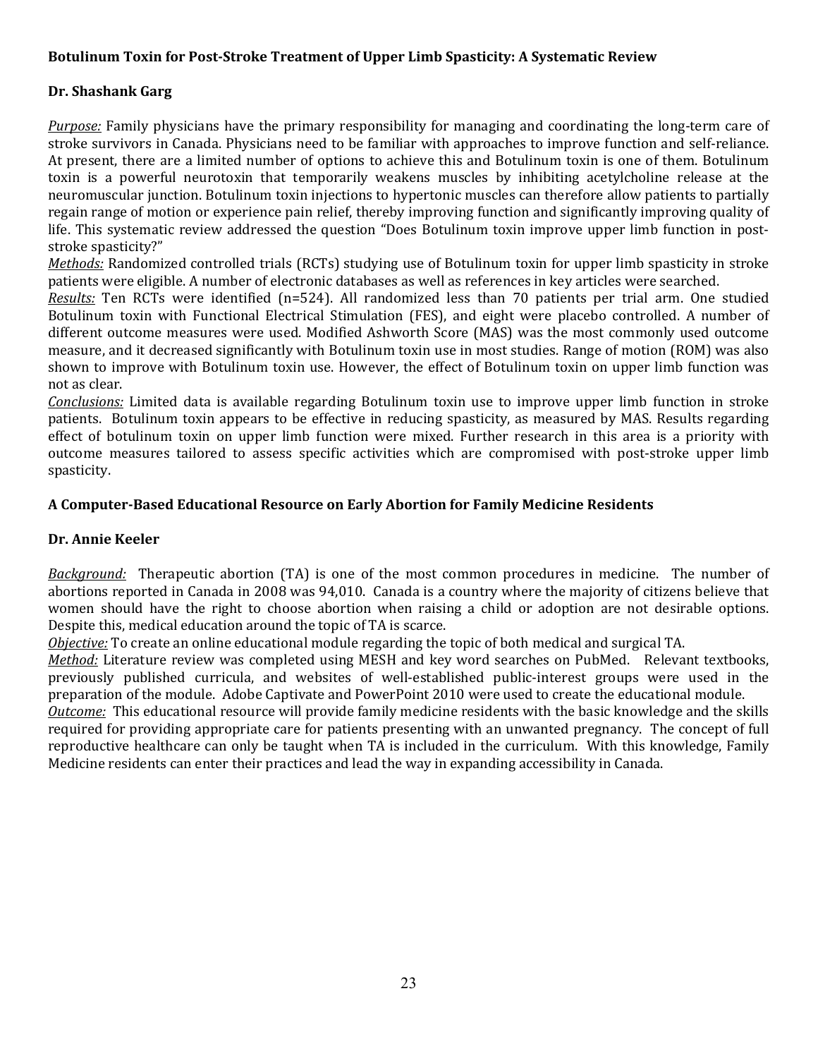## Botulinum Toxin for Post-Stroke Treatment of Upper Limb Spasticity: A Systematic Review

**Dr. Shashank Garg**

*Purpose:* Family physicians have the primary responsibility for managing and coordinating the long-term care of stroke survivors in Canada. Physicians need to be familiar with approaches to improve function and self-reliance. At present, there are a limited number of options to achieve this and Botulinum toxin is one of them. Botulinum toxin is a powerful neurotoxin that temporarily weakens muscles by inhibiting acetylcholine release at the neuromuscular junction. Botulinum toxin injections to hypertonic muscles can therefore allow patients to partially regain range of motion or experience pain relief, thereby improving function and significantly improving quality of life. This systematic review addressed the question "Does Botulinum toxin improve upper limb function in post-stroke spasticity?"

*Methods:* Randomized controlled trials (RCTs) studying use of Botulinum toxin for upper limb spasticity in stroke patients were eligible. A number of electronic databases as well as references in key articles were searched.

*Results:* Ten RCTs were identified (n=524). All randomized less than 70 patients per trial arm. One studied Botulinum toxin with Functional Electrical Stimulation (FES), and eight were placebo controlled. A number of different outcome measures were used. Modified Ashworth Score (MAS) was the most commonly used outcome measure, and it decreased significantly with Botulinum toxin use in most studies. Range of motion (ROM) was also shown to improve with Botulinum toxin use. However, the effect of Botulinum toxin on upper limb function was not as clear.

*Conclusions:* Limited data is available regarding Botulinum toxin use to improve upper limb function in stroke patients. Botulinum toxin appears to be effective in reducing spasticity, as measured by MAS. Results regarding effect of botulinum toxin on upper limb function were mixed. Further research in this area is a priority with outcome measures tailored to assess specific activities which are compromised with post-stroke upper limb spasticity.

## A Computer-Based Educational Resource on Early Abortion for Family Medicine Residents

**Dr. Annie Keeler**

*Background:* Therapeutic abortion (TA) is one of the most common procedures in medicine. The number of abortions reported in Canada in 2008 was 94,010. Canada is a country where the majority of citizens believe that women should have the right to choose abortion when raising a child or adoption are not desirable options. Despite this, medical education around the topic of TA is scarce.

*Objective:* To create an online educational module regarding the topic of both medical and surgical TA.

*Method:* Literature review was completed using MESH and key word searches on PubMed. Relevant textbooks, previously published curricula, and websites of well-established public-interest groups were used in the preparation of the module. Adobe Captivate and PowerPoint 2010 were used to create the educational module.

*Outcome:* This educational resource will provide family medicine residents with the basic knowledge and the skills required for providing appropriate care for patients presenting with an unwanted pregnancy. The concept of full reproductive healthcare can only be taught when TA is included in the curriculum. With this knowledge, Family Medicine residents can enter their practices and lead the way in expanding accessibility in Canada.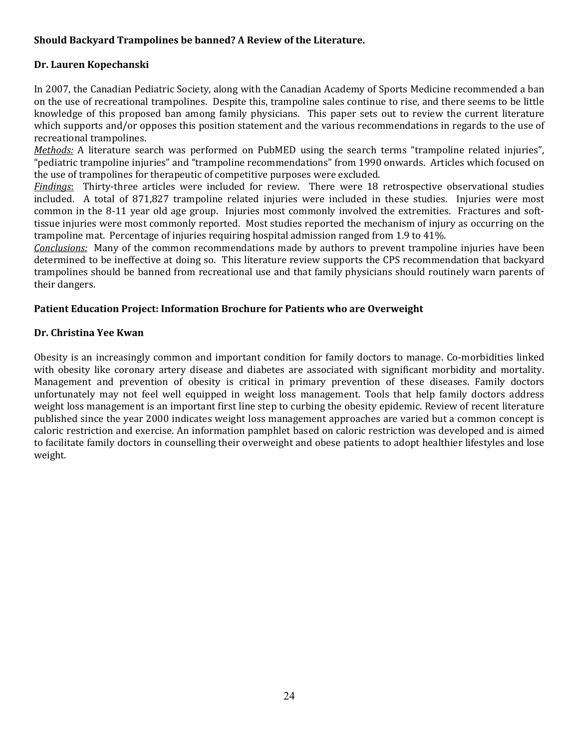**Should Backyard Trampolines be banned? A Review of the Literature.**

**Dr. Lauren Kopechanski**

In 2007, the Canadian Pediatric Society, along with the Canadian Academy of Sports Medicine recommended a ban on the use of recreational trampolines. Despite this, trampoline sales continue to rise, and there seems to be little knowledge of this proposed ban among family physicians. This paper sets out to review the current literature which supports and/or opposes this position statement and the various recommendations in regards to the use of recreational trampolines.

*Methods:* A literature search was performed on PubMED using the search terms "trampoline related injuries", "pediatric trampoline injuries" and "trampoline recommendations" from 1990 onwards. Articles which focused on the use of trampolines for therapeutic of competitive purposes were excluded.

*Findings*: Thirty-three articles were included for review. There were 18 retrospective observational studies included. A total of 871,827 trampoline related injuries were included in these studies. Injuries were most common in the 8-11 year old age group. Injuries most commonly involved the extremities. Fractures and soft-tissue injuries were most commonly reported. Most studies reported the mechanism of injury as occurring on the trampoline mat. Percentage of injuries requiring hospital admission ranged from 1.9 to 41%.

*Conclusions:* Many of the common recommendations made by authors to prevent trampoline injuries have been determined to be ineffective at doing so. This literature review supports the CPS recommendation that backyard trampolines should be banned from recreational use and that family physicians should routinely warn parents of their dangers.

**Patient Education Project: Information Brochure for Patients who are Overweight**

**Dr. Christina Yee Kwan**

Obesity is an increasingly common and important condition for family doctors to manage. Co-morbidities linked with obesity like coronary artery disease and diabetes are associated with significant morbidity and mortality. Management and prevention of obesity is critical in primary prevention of these diseases. Family doctors unfortunately may not feel well equipped in weight loss management. Tools that help family doctors address weight loss management is an important first line step to curbing the obesity epidemic. Review of recent literature published since the year 2000 indicates weight loss management approaches are varied but a common concept is caloric restriction and exercise. An information pamphlet based on caloric restriction was developed and is aimed to facilitate family doctors in counselling their overweight and obese patients to adopt healthier lifestyles and lose weight.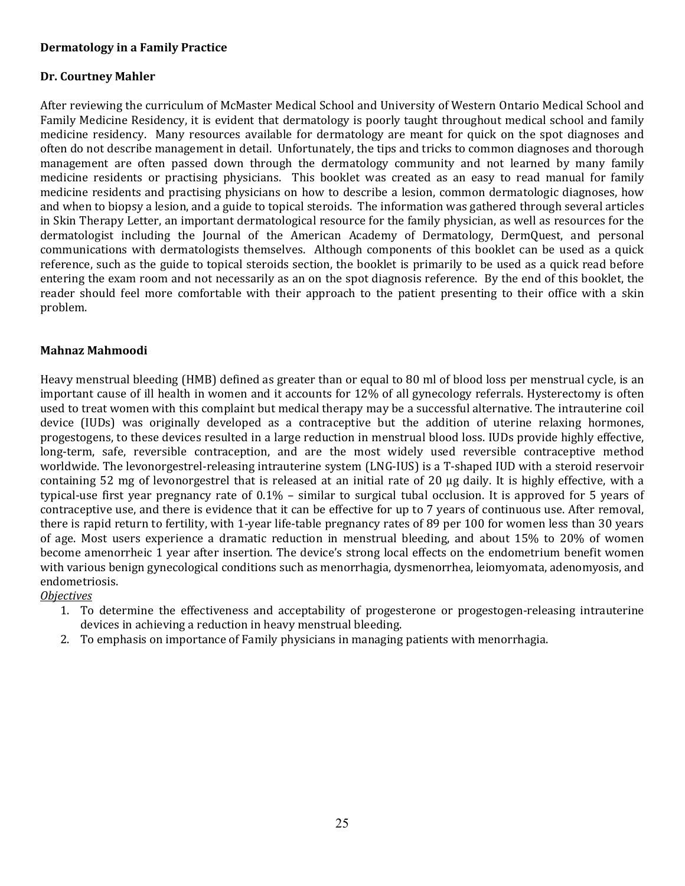**Dermatology in a Family Practice**

**Dr. Courtney Mahler**

After reviewing the curriculum of McMaster Medical School and University of Western Ontario Medical School and Family Medicine Residency, it is evident that dermatology is poorly taught throughout medical school and family medicine residency. Many resources available for dermatology are meant for quick on the spot diagnoses and often do not describe management in detail. Unfortunately, the tips and tricks to common diagnoses and thorough management are often passed down through the dermatology community and not learned by many family medicine residents or practising physicians. This booklet was created as an easy to read manual for family medicine residents and practising physicians on how to describe a lesion, common dermatologic diagnoses, how and when to biopsy a lesion, and a guide to topical steroids. The information was gathered through several articles in Skin Therapy Letter, an important dermatological resource for the family physician, as well as resources for the dermatologist including the Journal of the American Academy of Dermatology, DermQuest, and personal communications with dermatologists themselves. Although components of this booklet can be used as a quick reference, such as the guide to topical steroids section, the booklet is primarily to be used as a quick read before entering the exam room and not necessarily as an on the spot diagnosis reference. By the end of this booklet, the reader should feel more comfortable with their approach to the patient presenting to their office with a skin problem.

**Mahnaz Mahmoodi**

Heavy menstrual bleeding (HMB) defined as greater than or equal to 80 ml of blood loss per menstrual cycle, is an important cause of ill health in women and it accounts for 12% of all gynecology referrals. Hysterectomy is often used to treat women with this complaint but medical therapy may be a successful alternative. The intrauterine coil device (IUDs) was originally developed as a contraceptive but the addition of uterine relaxing hormones, progestogens, to these devices resulted in a large reduction in menstrual blood loss. IUDs provide highly effective, long-term, safe, reversible contraception, and are the most widely used reversible contraceptive method worldwide. The levonorgestrel-releasing intrauterine system (LNG-IUS) is a T-shaped IUD with a steroid reservoir containing 52 mg of levonorgestrel that is released at an initial rate of 20 µg daily. It is highly effective, with a typical-use first year pregnancy rate of 0.1% – similar to surgical tubal occlusion. It is approved for 5 years of contraceptive use, and there is evidence that it can be effective for up to 7 years of continuous use. After removal, there is rapid return to fertility, with 1-year life-table pregnancy rates of 89 per 100 for women less than 30 years of age. Most users experience a dramatic reduction in menstrual bleeding, and about 15% to 20% of women become amenorrheic 1 year after insertion. The device's strong local effects on the endometrium benefit women with various benign gynecological conditions such as menorrhagia, dysmenorrhea, leiomyomata, adenomyosis, and endometriosis.

*Objectives*

1. To determine the effectiveness and acceptability of progesterone or progestogen-releasing intrauterine devices in achieving a reduction in heavy menstrual bleeding.
2. To emphasis on importance of Family physicians in managing patients with menorrhagia.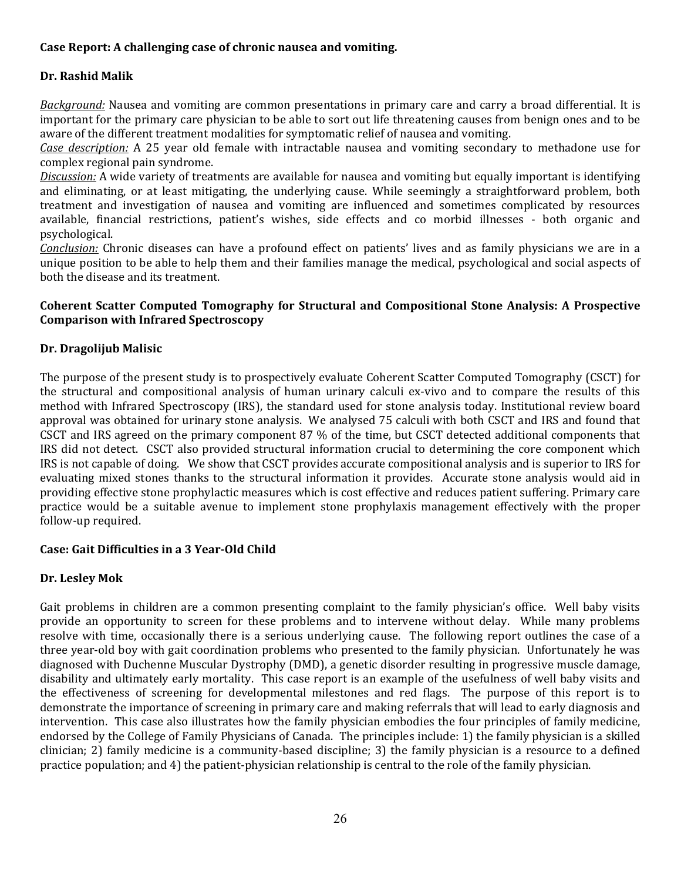**Case Report: A challenging case of chronic nausea and vomiting.**

**Dr. Rashid Malik**

*Background:* Nausea and vomiting are common presentations in primary care and carry a broad differential. It is important for the primary care physician to be able to sort out life threatening causes from benign ones and to be aware of the different treatment modalities for symptomatic relief of nausea and vomiting.

*Case description:* A 25 year old female with intractable nausea and vomiting secondary to methadone use for complex regional pain syndrome.

*Discussion:* A wide variety of treatments are available for nausea and vomiting but equally important is identifying and eliminating, or at least mitigating, the underlying cause. While seemingly a straightforward problem, both treatment and investigation of nausea and vomiting are influenced and sometimes complicated by resources available, financial restrictions, patient's wishes, side effects and co morbid illnesses - both organic and psychological.

*Conclusion:* Chronic diseases can have a profound effect on patients' lives and as family physicians we are in a unique position to be able to help them and their families manage the medical, psychological and social aspects of both the disease and its treatment.

**Coherent Scatter Computed Tomography for Structural and Compositional Stone Analysis: A Prospective Comparison with Infrared Spectroscopy**

**Dr. Dragolijub Malisic**

The purpose of the present study is to prospectively evaluate Coherent Scatter Computed Tomography (CSCT) for the structural and compositional analysis of human urinary calculi ex-vivo and to compare the results of this method with Infrared Spectroscopy (IRS), the standard used for stone analysis today. Institutional review board approval was obtained for urinary stone analysis. We analysed 75 calculi with both CSCT and IRS and found that CSCT and IRS agreed on the primary component 87 % of the time, but CSCT detected additional components that IRS did not detect. CSCT also provided structural information crucial to determining the core component which IRS is not capable of doing. We show that CSCT provides accurate compositional analysis and is superior to IRS for evaluating mixed stones thanks to the structural information it provides. Accurate stone analysis would aid in providing effective stone prophylactic measures which is cost effective and reduces patient suffering. Primary care practice would be a suitable avenue to implement stone prophylaxis management effectively with the proper follow-up required.

**Case: Gait Difficulties in a 3 Year-Old Child**

**Dr. Lesley Mok**

Gait problems in children are a common presenting complaint to the family physician's office. Well baby visits provide an opportunity to screen for these problems and to intervene without delay. While many problems resolve with time, occasionally there is a serious underlying cause. The following report outlines the case of a three year-old boy with gait coordination problems who presented to the family physician. Unfortunately he was diagnosed with Duchenne Muscular Dystrophy (DMD), a genetic disorder resulting in progressive muscle damage, disability and ultimately early mortality. This case report is an example of the usefulness of well baby visits and the effectiveness of screening for developmental milestones and red flags. The purpose of this report is to demonstrate the importance of screening in primary care and making referrals that will lead to early diagnosis and intervention. This case also illustrates how the family physician embodies the four principles of family medicine, endorsed by the College of Family Physicians of Canada. The principles include: 1) the family physician is a skilled clinician; 2) family medicine is a community-based discipline; 3) the family physician is a resource to a defined practice population; and 4) the patient-physician relationship is central to the role of the family physician.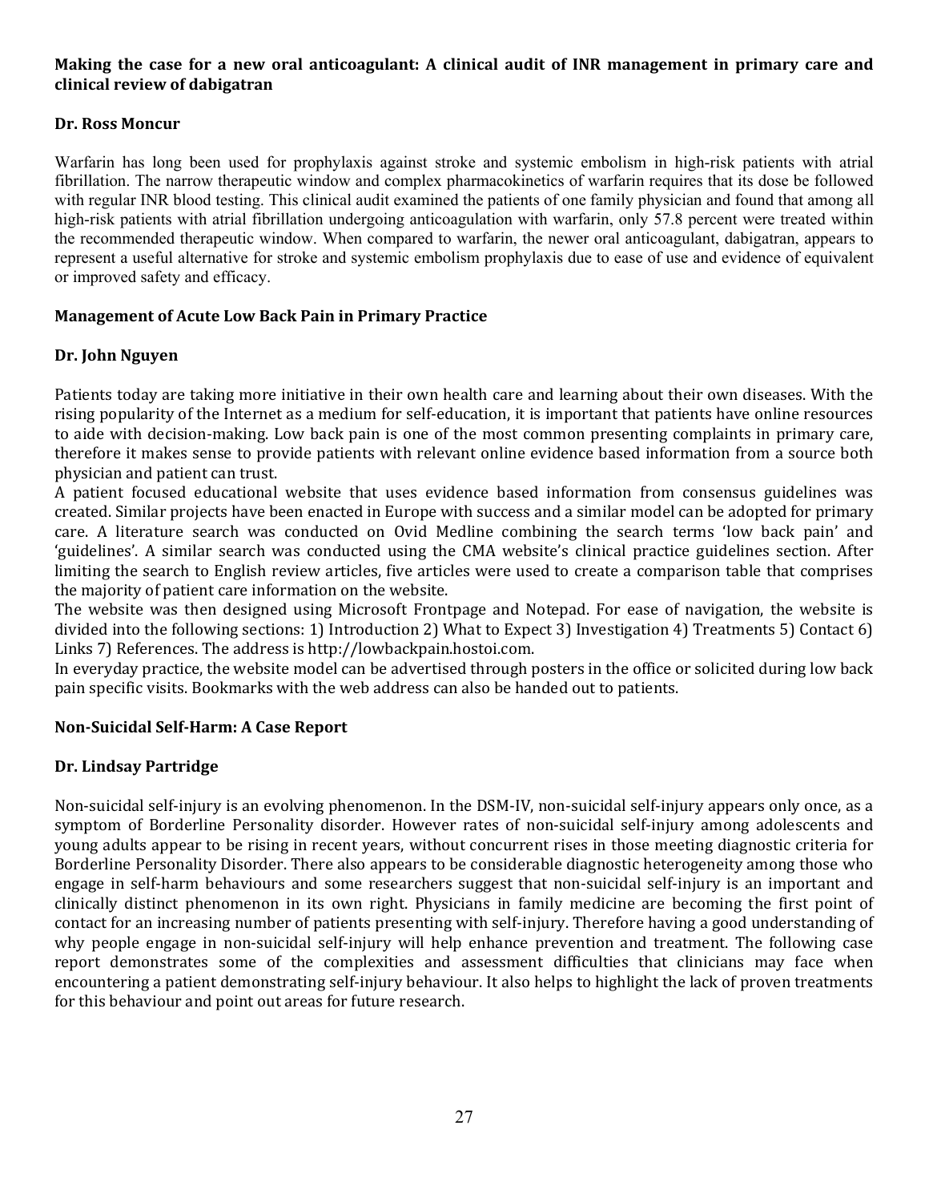### Making the case for a new oral anticoagulant: A clinical audit of INR management in primary care and clinical review of dabigatran

**Dr. Ross Moncur**

Warfarin has long been used for prophylaxis against stroke and systemic embolism in high-risk patients with atrial fibrillation. The narrow therapeutic window and complex pharmacokinetics of warfarin requires that its dose be followed with regular INR blood testing. This clinical audit examined the patients of one family physician and found that among all high-risk patients with atrial fibrillation undergoing anticoagulation with warfarin, only 57.8 percent were treated within the recommended therapeutic window. When compared to warfarin, the newer oral anticoagulant, dabigatran, appears to represent a useful alternative for stroke and systemic embolism prophylaxis due to ease of use and evidence of equivalent or improved safety and efficacy.

### Management of Acute Low Back Pain in Primary Practice

**Dr. John Nguyen**

Patients today are taking more initiative in their own health care and learning about their own diseases. With the rising popularity of the Internet as a medium for self-education, it is important that patients have online resources to aide with decision-making. Low back pain is one of the most common presenting complaints in primary care, therefore it makes sense to provide patients with relevant online evidence based information from a source both physician and patient can trust.

A patient focused educational website that uses evidence based information from consensus guidelines was created. Similar projects have been enacted in Europe with success and a similar model can be adopted for primary care. A literature search was conducted on Ovid Medline combining the search terms 'low back pain' and 'guidelines'. A similar search was conducted using the CMA website's clinical practice guidelines section. After limiting the search to English review articles, five articles were used to create a comparison table that comprises the majority of patient care information on the website.

The website was then designed using Microsoft Frontpage and Notepad. For ease of navigation, the website is divided into the following sections: 1) Introduction 2) What to Expect 3) Investigation 4) Treatments 5) Contact 6) Links 7) References. The address is http://lowbackpain.hostoi.com.

In everyday practice, the website model can be advertised through posters in the office or solicited during low back pain specific visits. Bookmarks with the web address can also be handed out to patients.

### Non-Suicidal Self-Harm: A Case Report

**Dr. Lindsay Partridge**

Non-suicidal self-injury is an evolving phenomenon. In the DSM-IV, non-suicidal self-injury appears only once, as a symptom of Borderline Personality disorder. However rates of non-suicidal self-injury among adolescents and young adults appear to be rising in recent years, without concurrent rises in those meeting diagnostic criteria for Borderline Personality Disorder. There also appears to be considerable diagnostic heterogeneity among those who engage in self-harm behaviours and some researchers suggest that non-suicidal self-injury is an important and clinically distinct phenomenon in its own right. Physicians in family medicine are becoming the first point of contact for an increasing number of patients presenting with self-injury. Therefore having a good understanding of why people engage in non-suicidal self-injury will help enhance prevention and treatment. The following case report demonstrates some of the complexities and assessment difficulties that clinicians may face when encountering a patient demonstrating self-injury behaviour. It also helps to highlight the lack of proven treatments for this behaviour and point out areas for future research.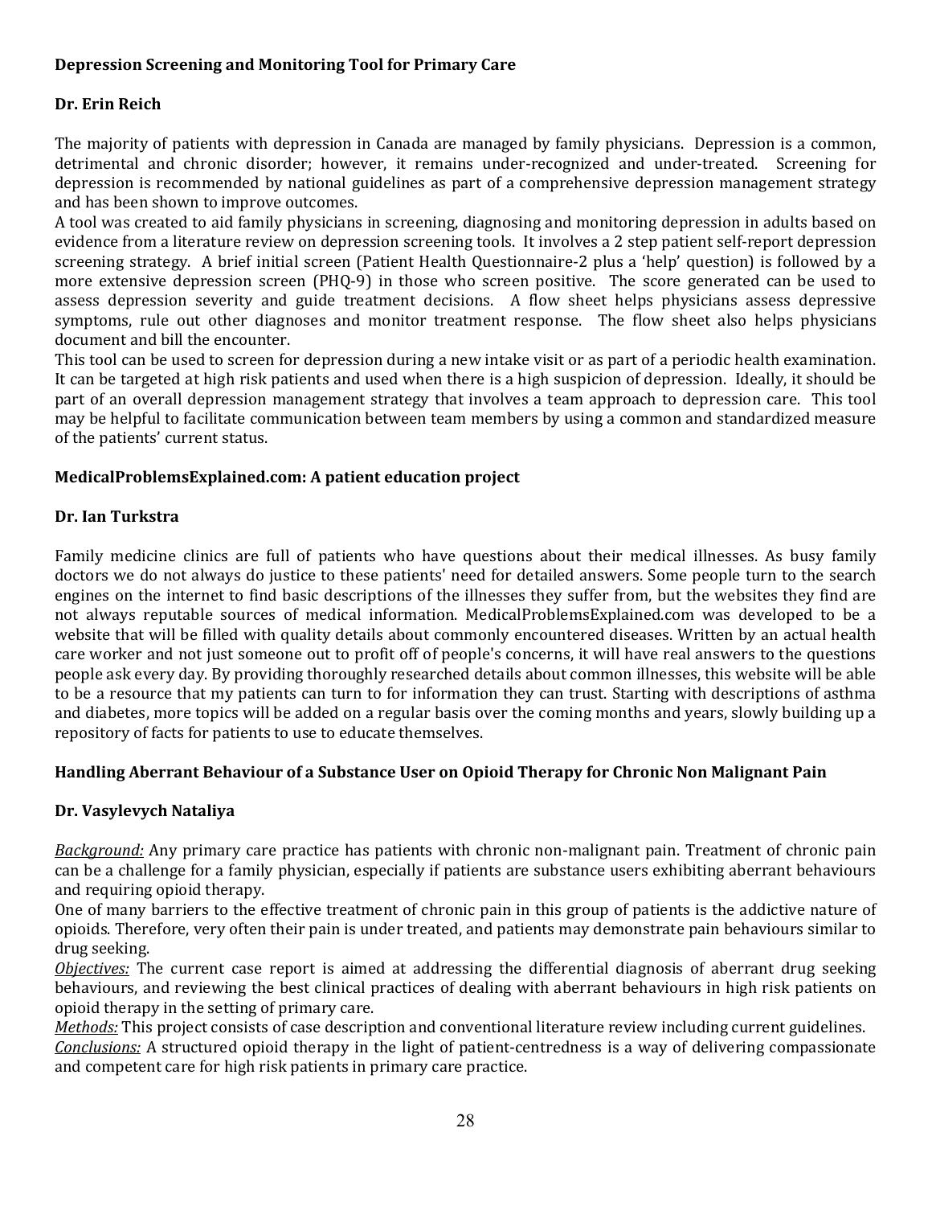**Depression Screening and Monitoring Tool for Primary Care**

**Dr. Erin Reich**

The majority of patients with depression in Canada are managed by family physicians. Depression is a common, detrimental and chronic disorder; however, it remains under-recognized and under-treated. Screening for depression is recommended by national guidelines as part of a comprehensive depression management strategy and has been shown to improve outcomes.

A tool was created to aid family physicians in screening, diagnosing and monitoring depression in adults based on evidence from a literature review on depression screening tools. It involves a 2 step patient self-report depression screening strategy. A brief initial screen (Patient Health Questionnaire-2 plus a 'help' question) is followed by a more extensive depression screen (PHQ-9) in those who screen positive. The score generated can be used to assess depression severity and guide treatment decisions. A flow sheet helps physicians assess depressive symptoms, rule out other diagnoses and monitor treatment response. The flow sheet also helps physicians document and bill the encounter.

This tool can be used to screen for depression during a new intake visit or as part of a periodic health examination. It can be targeted at high risk patients and used when there is a high suspicion of depression. Ideally, it should be part of an overall depression management strategy that involves a team approach to depression care. This tool may be helpful to facilitate communication between team members by using a common and standardized measure of the patients' current status.

**MedicalProblemsExplained.com: A patient education project**

**Dr. Ian Turkstra**

Family medicine clinics are full of patients who have questions about their medical illnesses. As busy family doctors we do not always do justice to these patients' need for detailed answers. Some people turn to the search engines on the internet to find basic descriptions of the illnesses they suffer from, but the websites they find are not always reputable sources of medical information. MedicalProblemsExplained.com was developed to be a website that will be filled with quality details about commonly encountered diseases. Written by an actual health care worker and not just someone out to profit off of people's concerns, it will have real answers to the questions people ask every day. By providing thoroughly researched details about common illnesses, this website will be able to be a resource that my patients can turn to for information they can trust. Starting with descriptions of asthma and diabetes, more topics will be added on a regular basis over the coming months and years, slowly building up a repository of facts for patients to use to educate themselves.

**Handling Aberrant Behaviour of a Substance User on Opioid Therapy for Chronic Non Malignant Pain**

**Dr. Vasylevych Nataliya**

*Background:* Any primary care practice has patients with chronic non-malignant pain. Treatment of chronic pain can be a challenge for a family physician, especially if patients are substance users exhibiting aberrant behaviours and requiring opioid therapy.

One of many barriers to the effective treatment of chronic pain in this group of patients is the addictive nature of opioids. Therefore, very often their pain is under treated, and patients may demonstrate pain behaviours similar to drug seeking.

*Objectives:* The current case report is aimed at addressing the differential diagnosis of aberrant drug seeking behaviours, and reviewing the best clinical practices of dealing with aberrant behaviours in high risk patients on opioid therapy in the setting of primary care.

*Methods:* This project consists of case description and conventional literature review including current guidelines.

*Conclusions:* A structured opioid therapy in the light of patient-centredness is a way of delivering compassionate and competent care for high risk patients in primary care practice.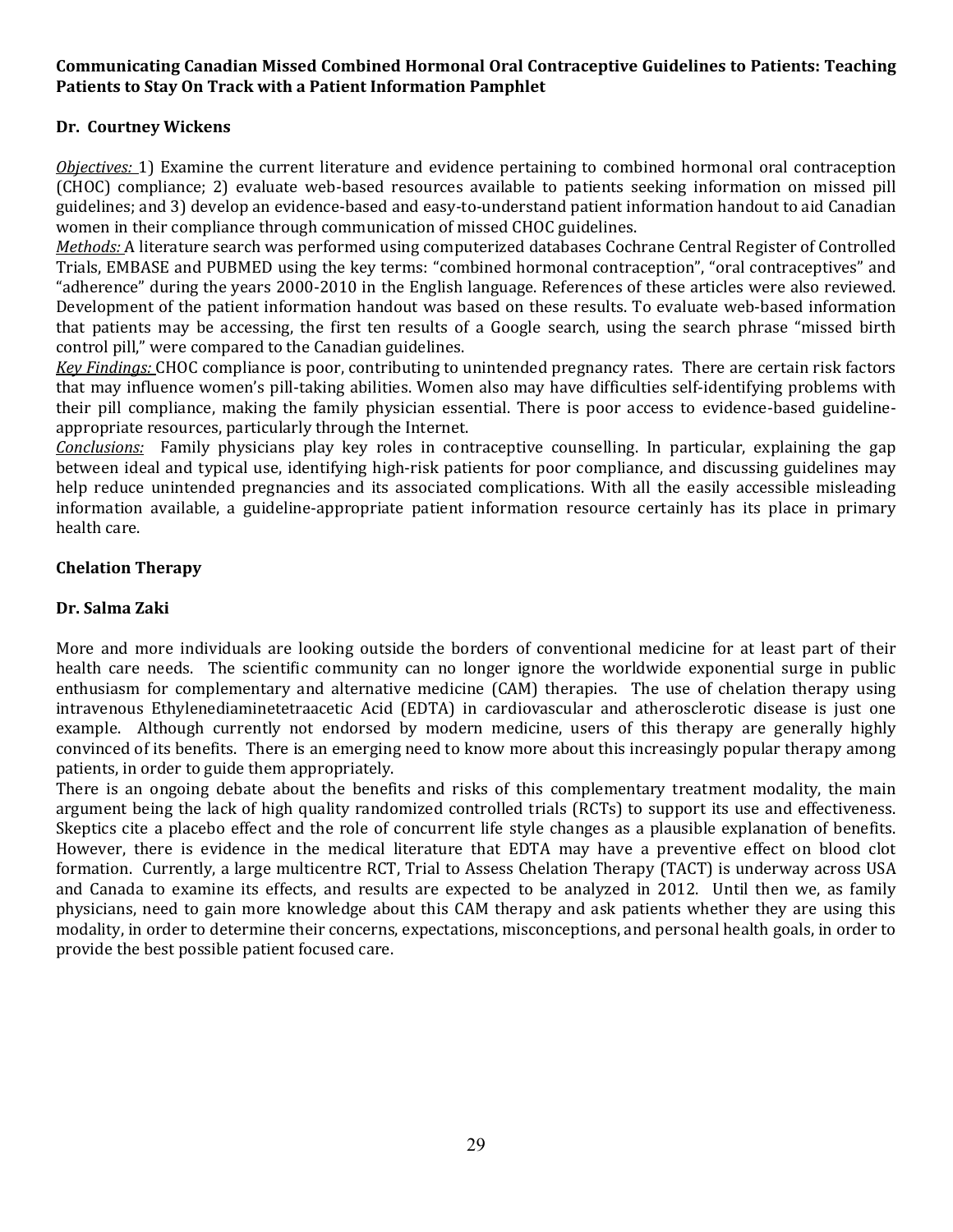**Communicating Canadian Missed Combined Hormonal Oral Contraceptive Guidelines to Patients: Teaching Patients to Stay On Track with a Patient Information Pamphlet**

**Dr. Courtney Wickens**

*Objectives:* 1) Examine the current literature and evidence pertaining to combined hormonal oral contraception (CHOC) compliance; 2) evaluate web-based resources available to patients seeking information on missed pill guidelines; and 3) develop an evidence-based and easy-to-understand patient information handout to aid Canadian women in their compliance through communication of missed CHOC guidelines.

*Methods:* A literature search was performed using computerized databases Cochrane Central Register of Controlled Trials, EMBASE and PUBMED using the key terms: "combined hormonal contraception", "oral contraceptives" and "adherence" during the years 2000-2010 in the English language. References of these articles were also reviewed. Development of the patient information handout was based on these results. To evaluate web-based information that patients may be accessing, the first ten results of a Google search, using the search phrase "missed birth control pill," were compared to the Canadian guidelines.

*Key Findings:* CHOC compliance is poor, contributing to unintended pregnancy rates. There are certain risk factors that may influence women's pill-taking abilities. Women also may have difficulties self-identifying problems with their pill compliance, making the family physician essential. There is poor access to evidence-based guideline-appropriate resources, particularly through the Internet.

*Conclusions:* Family physicians play key roles in contraceptive counselling. In particular, explaining the gap between ideal and typical use, identifying high-risk patients for poor compliance, and discussing guidelines may help reduce unintended pregnancies and its associated complications. With all the easily accessible misleading information available, a guideline-appropriate patient information resource certainly has its place in primary health care.

**Chelation Therapy**

**Dr. Salma Zaki**

More and more individuals are looking outside the borders of conventional medicine for at least part of their health care needs. The scientific community can no longer ignore the worldwide exponential surge in public enthusiasm for complementary and alternative medicine (CAM) therapies. The use of chelation therapy using intravenous Ethylenediaminetetraacetic Acid (EDTA) in cardiovascular and atherosclerotic disease is just one example. Although currently not endorsed by modern medicine, users of this therapy are generally highly convinced of its benefits. There is an emerging need to know more about this increasingly popular therapy among patients, in order to guide them appropriately.

There is an ongoing debate about the benefits and risks of this complementary treatment modality, the main argument being the lack of high quality randomized controlled trials (RCTs) to support its use and effectiveness. Skeptics cite a placebo effect and the role of concurrent life style changes as a plausible explanation of benefits. However, there is evidence in the medical literature that EDTA may have a preventive effect on blood clot formation. Currently, a large multicentre RCT, Trial to Assess Chelation Therapy (TACT) is underway across USA and Canada to examine its effects, and results are expected to be analyzed in 2012. Until then we, as family physicians, need to gain more knowledge about this CAM therapy and ask patients whether they are using this modality, in order to determine their concerns, expectations, misconceptions, and personal health goals, in order to provide the best possible patient focused care.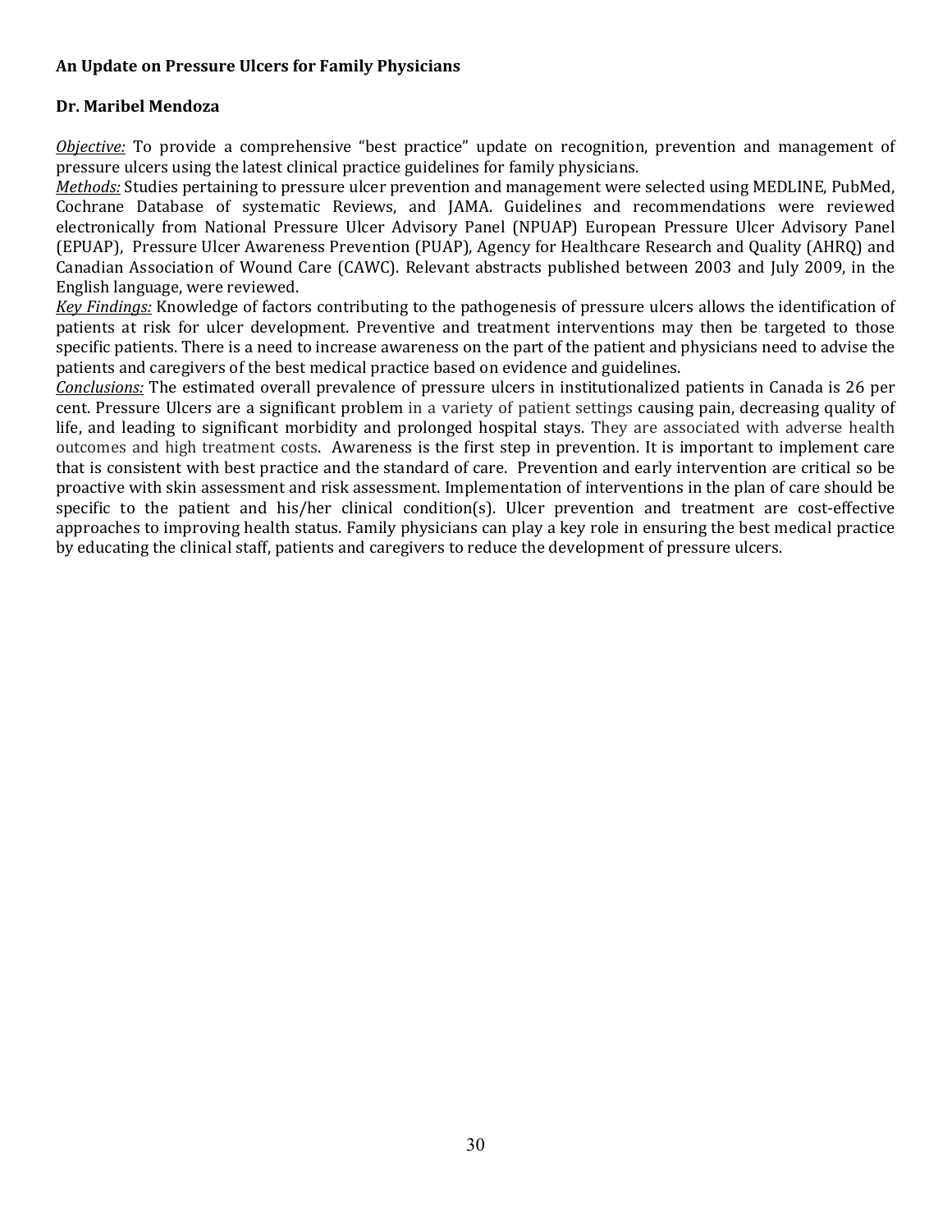**An Update on Pressure Ulcers for Family Physicians**

**Dr. Maribel Mendoza**

*Objective:* To provide a comprehensive "best practice" update on recognition, prevention and management of pressure ulcers using the latest clinical practice guidelines for family physicians.

*Methods:* Studies pertaining to pressure ulcer prevention and management were selected using MEDLINE, PubMed, Cochrane Database of systematic Reviews, and JAMA. Guidelines and recommendations were reviewed electronically from National Pressure Ulcer Advisory Panel (NPUAP) European Pressure Ulcer Advisory Panel (EPUAP), Pressure Ulcer Awareness Prevention (PUAP), Agency for Healthcare Research and Quality (AHRQ) and Canadian Association of Wound Care (CAWC). Relevant abstracts published between 2003 and July 2009, in the English language, were reviewed.

*Key Findings:* Knowledge of factors contributing to the pathogenesis of pressure ulcers allows the identification of patients at risk for ulcer development. Preventive and treatment interventions may then be targeted to those specific patients. There is a need to increase awareness on the part of the patient and physicians need to advise the patients and caregivers of the best medical practice based on evidence and guidelines.

*Conclusions:* The estimated overall prevalence of pressure ulcers in institutionalized patients in Canada is 26 per cent. Pressure Ulcers are a significant problem in a variety of patient settings causing pain, decreasing quality of life, and leading to significant morbidity and prolonged hospital stays. They are associated with adverse health outcomes and high treatment costs. Awareness is the first step in prevention. It is important to implement care that is consistent with best practice and the standard of care. Prevention and early intervention are critical so be proactive with skin assessment and risk assessment. Implementation of interventions in the plan of care should be specific to the patient and his/her clinical condition(s). Ulcer prevention and treatment are cost-effective approaches to improving health status. Family physicians can play a key role in ensuring the best medical practice by educating the clinical staff, patients and caregivers to reduce the development of pressure ulcers.